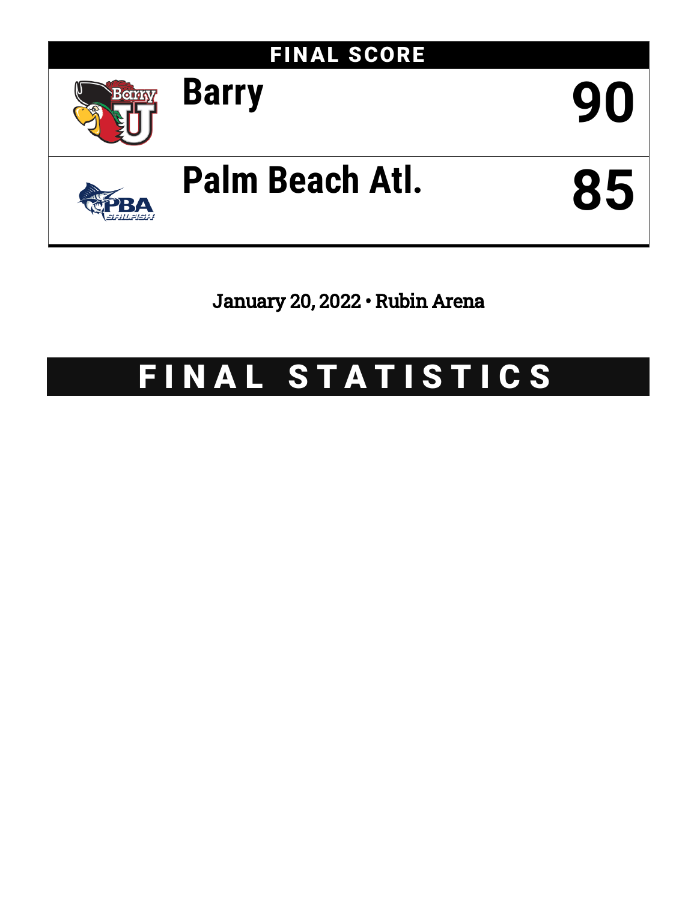## FINAL SCORE

| Team | Score |
| --- | --- |
| Barry | 90 |
| Palm Beach Atl. | 85 |

January 20, 2022 • Rubin Arena

# FINAL STATISTICS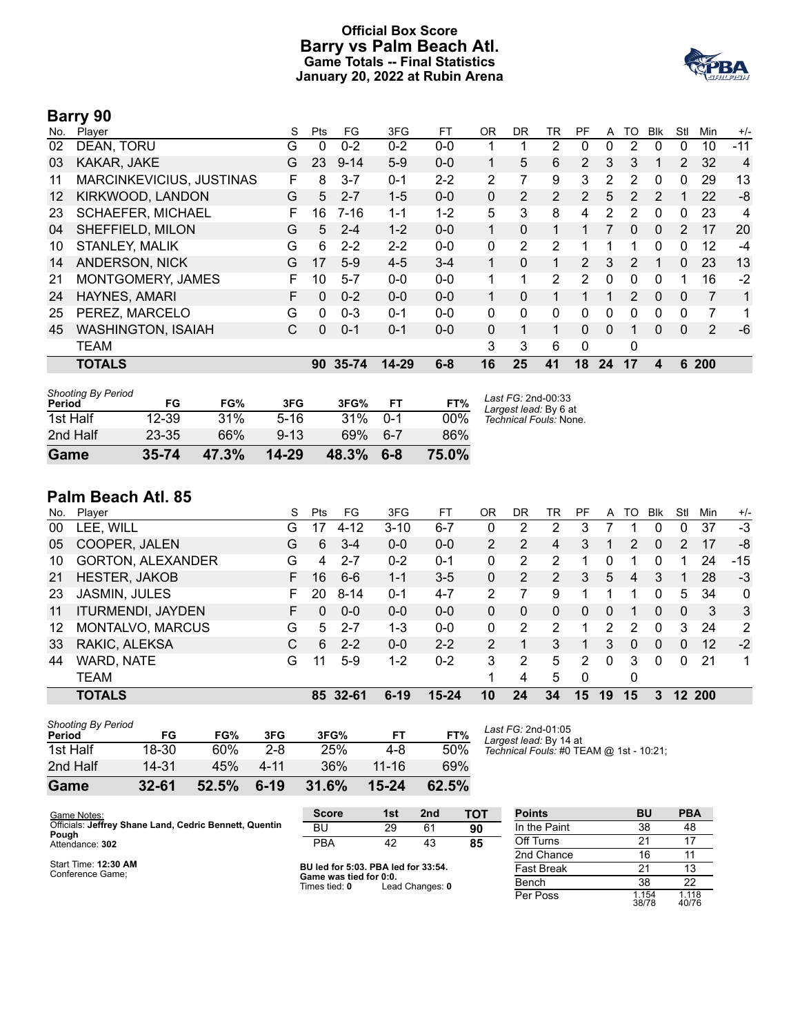# Official Box Score
# Barry vs Palm Beach Atl.
## Game Totals -- Final Statistics
## January 20, 2022 at Rubin Arena

## Barry 90

| No. | Player | S | Pts | FG | 3FG | FT | OR | DR | TR | PF | A | TO | Blk | Stl | Min | +/- |
|---|---|---|---|---|---|---|---|---|---|---|---|---|---|---|---|---|
| 02 | DEAN, TORU | G | 0 | 0-2 | 0-2 | 0-0 | 1 | 1 | 2 | 0 | 0 | 2 | 0 | 0 | 10 | -11 |
| 03 | KAKAR, JAKE | G | 23 | 9-14 | 5-9 | 0-0 | 1 | 5 | 6 | 2 | 3 | 3 | 1 | 2 | 32 | 4 |
| 11 | MARCINKEVICIUS, JUSTINAS | F | 8 | 3-7 | 0-1 | 2-2 | 2 | 7 | 9 | 3 | 2 | 2 | 0 | 0 | 29 | 13 |
| 12 | KIRKWOOD, LANDON | G | 5 | 2-7 | 1-5 | 0-0 | 0 | 2 | 2 | 2 | 5 | 2 | 2 | 1 | 22 | -8 |
| 23 | SCHAEFER, MICHAEL | F | 16 | 7-16 | 1-1 | 1-2 | 5 | 3 | 8 | 4 | 2 | 2 | 0 | 0 | 23 | 4 |
| 04 | SHEFFIELD, MILON | G | 5 | 2-4 | 1-2 | 0-0 | 1 | 0 | 1 | 1 | 7 | 0 | 0 | 2 | 17 | 20 |
| 10 | STANLEY, MALIK | G | 6 | 2-2 | 2-2 | 0-0 | 0 | 2 | 2 | 1 | 1 | 1 | 0 | 0 | 12 | -4 |
| 14 | ANDERSON, NICK | G | 17 | 5-9 | 4-5 | 3-4 | 1 | 0 | 1 | 2 | 3 | 2 | 1 | 0 | 23 | 13 |
| 21 | MONTGOMERY, JAMES | F | 10 | 5-7 | 0-0 | 0-0 | 1 | 1 | 2 | 2 | 0 | 0 | 0 | 1 | 16 | -2 |
| 24 | HAYNES, AMARI | F | 0 | 0-2 | 0-0 | 0-0 | 1 | 0 | 1 | 1 | 1 | 2 | 0 | 0 | 7 | 1 |
| 25 | PEREZ, MARCELO | G | 0 | 0-3 | 0-1 | 0-0 | 0 | 0 | 0 | 0 | 0 | 0 | 0 | 0 | 7 | 1 |
| 45 | WASHINGTON, ISAIAH | C | 0 | 0-1 | 0-1 | 0-0 | 0 | 1 | 1 | 0 | 0 | 1 | 0 | 0 | 2 | -6 |
| | TEAM | | | | | | 3 | 3 | 6 | 0 | | 0 | | | | |
| | **TOTALS** | | **90** | **35-74** | **14-29** | **6-8** | **16** | **25** | **41** | **18** | **24** | **17** | **4** | **6** | **200** | |

*Shooting By Period*

| Period | FG | FG% | 3FG | 3FG% | FT | FT% |
|---|---|---|---|---|---|---|
| 1st Half | 12-39 | 31% | 5-16 | 31% | 0-1 | 00% |
| 2nd Half | 23-35 | 66% | 9-13 | 69% | 6-7 | 86% |
| **Game** | **35-74** | **47.3%** | **14-29** | **48.3%** | **6-8** | **75.0%** |

*Last FG:* 2nd-00:33
*Largest lead:* By 6 at
*Technical Fouls:* None.

## Palm Beach Atl. 85

| No. | Player | S | Pts | FG | 3FG | FT | OR | DR | TR | PF | A | TO | Blk | Stl | Min | +/- |
|---|---|---|---|---|---|---|---|---|---|---|---|---|---|---|---|---|
| 00 | LEE, WILL | G | 17 | 4-12 | 3-10 | 6-7 | 0 | 2 | 2 | 3 | 7 | 1 | 0 | 0 | 37 | -3 |
| 05 | COOPER, JALEN | G | 6 | 3-4 | 0-0 | 0-0 | 2 | 2 | 4 | 3 | 1 | 2 | 0 | 2 | 17 | -8 |
| 10 | GORTON, ALEXANDER | G | 4 | 2-7 | 0-2 | 0-1 | 0 | 2 | 2 | 1 | 0 | 1 | 0 | 1 | 24 | -15 |
| 21 | HESTER, JAKOB | F | 16 | 6-6 | 1-1 | 3-5 | 0 | 2 | 2 | 3 | 5 | 4 | 3 | 1 | 28 | -3 |
| 23 | JASMIN, JULES | F | 20 | 8-14 | 0-1 | 4-7 | 2 | 7 | 9 | 1 | 1 | 1 | 0 | 5 | 34 | 0 |
| 11 | ITURMENDI, JAYDEN | F | 0 | 0-0 | 0-0 | 0-0 | 0 | 0 | 0 | 0 | 0 | 1 | 0 | 0 | 3 | 3 |
| 12 | MONTALVO, MARCUS | G | 5 | 2-7 | 1-3 | 0-0 | 0 | 2 | 2 | 1 | 2 | 2 | 0 | 3 | 24 | 2 |
| 33 | RAKIC, ALEKSA | C | 6 | 2-2 | 0-0 | 2-2 | 2 | 1 | 3 | 1 | 3 | 0 | 0 | 0 | 12 | -2 |
| 44 | WARD, NATE | G | 11 | 5-9 | 1-2 | 0-2 | 3 | 2 | 5 | 2 | 0 | 3 | 0 | 0 | 21 | 1 |
| | TEAM | | | | | | 1 | 4 | 5 | 0 | | 0 | | | | |
| | **TOTALS** | | **85** | **32-61** | **6-19** | **15-24** | **10** | **24** | **34** | **15** | **19** | **15** | **3** | **12** | **200** | |

*Shooting By Period*

| Period | FG | FG% | 3FG | 3FG% | FT | FT% |
|---|---|---|---|---|---|---|
| 1st Half | 18-30 | 60% | 2-8 | 25% | 4-8 | 50% |
| 2nd Half | 14-31 | 45% | 4-11 | 36% | 11-16 | 69% |
| **Game** | **32-61** | **52.5%** | **6-19** | **31.6%** | **15-24** | **62.5%** |

*Last FG:* 2nd-01:05
*Largest lead:* By 14 at
*Technical Fouls:* #0 TEAM @ 1st - 10:21;

Game Notes:
Officials: **Jeffrey Shane Land, Cedric Bennett, Quentin Pough**
Attendance: **302**

Start Time: **12:30 AM**
Conference Game;

| Score | 1st | 2nd | TOT |
|---|---|---|---|
| BU | 29 | 61 | **90** |
| PBA | 42 | 43 | **85** |

**BU led for 5:03. PBA led for 33:54.**
**Game was tied for 0:0.**
Times tied: **0** Lead Changes: **0**

| Points | BU | PBA |
|---|---|---|
| In the Paint | 38 | 48 |
| Off Turns | 21 | 17 |
| 2nd Chance | 16 | 11 |
| Fast Break | 21 | 13 |
| Bench | 38 | 22 |
| Per Poss | 1.154 38/78 | 1.118 40/76 |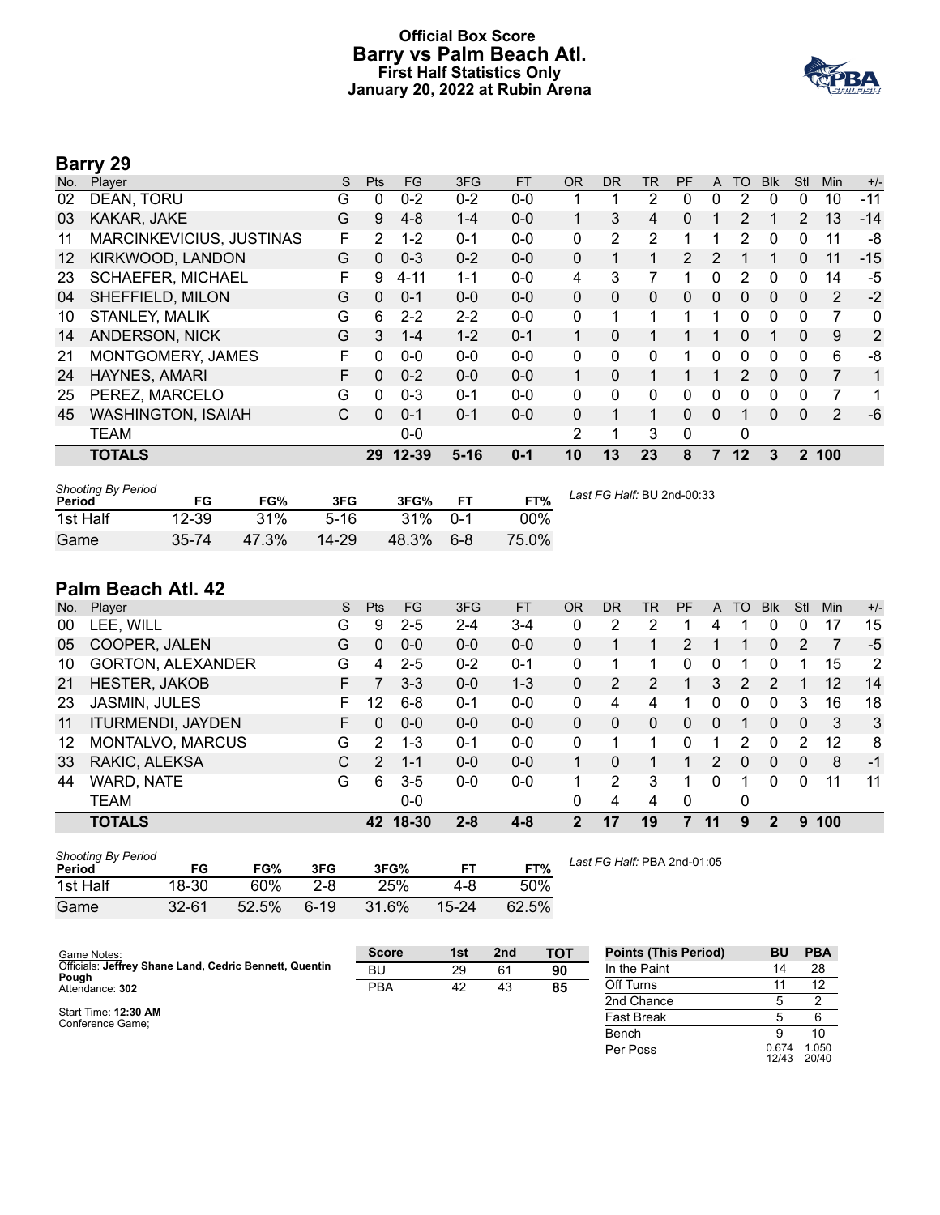# Official Box Score
# Barry vs Palm Beach Atl.
## First Half Statistics Only
## January 20, 2022 at Rubin Arena

## Barry 29

| No. | Player | S | Pts | FG | 3FG | FT | OR | DR | TR | PF | A | TO | Blk | Stl | Min | +/- |
|---|---|---|---|---|---|---|---|---|---|---|---|---|---|---|---|---|
| 02 | DEAN, TORU | G | 0 | 0-2 | 0-2 | 0-0 | 1 | 1 | 2 | 0 | 0 | 2 | 0 | 0 | 10 | -11 |
| 03 | KAKAR, JAKE | G | 9 | 4-8 | 1-4 | 0-0 | 1 | 3 | 4 | 0 | 1 | 2 | 1 | 2 | 13 | -14 |
| 11 | MARCINKEVICIUS, JUSTINAS | F | 2 | 1-2 | 0-1 | 0-0 | 0 | 2 | 2 | 1 | 1 | 2 | 0 | 0 | 11 | -8 |
| 12 | KIRKWOOD, LANDON | G | 0 | 0-3 | 0-2 | 0-0 | 0 | 1 | 1 | 2 | 2 | 1 | 1 | 0 | 11 | -15 |
| 23 | SCHAEFER, MICHAEL | F | 9 | 4-11 | 1-1 | 0-0 | 4 | 3 | 7 | 1 | 0 | 2 | 0 | 0 | 14 | -5 |
| 04 | SHEFFIELD, MILON | G | 0 | 0-1 | 0-0 | 0-0 | 0 | 0 | 0 | 0 | 0 | 0 | 0 | 0 | 2 | -2 |
| 10 | STANLEY, MALIK | G | 6 | 2-2 | 2-2 | 0-0 | 0 | 1 | 1 | 1 | 1 | 0 | 0 | 0 | 7 | 0 |
| 14 | ANDERSON, NICK | G | 3 | 1-4 | 1-2 | 0-1 | 1 | 0 | 1 | 1 | 1 | 0 | 1 | 0 | 9 | 2 |
| 21 | MONTGOMERY, JAMES | F | 0 | 0-0 | 0-0 | 0-0 | 0 | 0 | 0 | 1 | 0 | 0 | 0 | 0 | 6 | -8 |
| 24 | HAYNES, AMARI | F | 0 | 0-2 | 0-0 | 0-0 | 1 | 0 | 1 | 1 | 1 | 2 | 0 | 0 | 7 | 1 |
| 25 | PEREZ, MARCELO | G | 0 | 0-3 | 0-1 | 0-0 | 0 | 0 | 0 | 0 | 0 | 0 | 0 | 0 | 7 | 1 |
| 45 | WASHINGTON, ISAIAH | C | 0 | 0-1 | 0-1 | 0-0 | 0 | 1 | 1 | 0 | 0 | 1 | 0 | 0 | 2 | -6 |
| | TEAM | | | 0-0 | | | 2 | 1 | 3 | 0 | | 0 | | | | |
| | **TOTALS** | | **29** | **12-39** | **5-16** | **0-1** | **10** | **13** | **23** | **8** | **7** | **12** | **3** | **2** | **100** | |

| Shooting By Period<br>Period | FG | FG% | 3FG | 3FG% | FT | FT% |
|---|---|---|---|---|---|---|
| 1st Half | 12-39 | 31% | 5-16 | 31% | 0-1 | 00% |
| Game | 35-74 | 47.3% | 14-29 | 48.3% | 6-8 | 75.0% |

*Last FG Half:* BU 2nd-00:33

## Palm Beach Atl. 42

| No. | Player | S | Pts | FG | 3FG | FT | OR | DR | TR | PF | A | TO | Blk | Stl | Min | +/- |
|---|---|---|---|---|---|---|---|---|---|---|---|---|---|---|---|---|
| 00 | LEE, WILL | G | 9 | 2-5 | 2-4 | 3-4 | 0 | 2 | 2 | 1 | 4 | 1 | 0 | 0 | 17 | 15 |
| 05 | COOPER, JALEN | G | 0 | 0-0 | 0-0 | 0-0 | 0 | 1 | 1 | 2 | 1 | 1 | 0 | 2 | 7 | -5 |
| 10 | GORTON, ALEXANDER | G | 4 | 2-5 | 0-2 | 0-1 | 0 | 1 | 1 | 0 | 0 | 1 | 0 | 1 | 15 | 2 |
| 21 | HESTER, JAKOB | F | 7 | 3-3 | 0-0 | 1-3 | 0 | 2 | 2 | 1 | 3 | 2 | 2 | 1 | 12 | 14 |
| 23 | JASMIN, JULES | F | 12 | 6-8 | 0-1 | 0-0 | 0 | 4 | 4 | 1 | 0 | 0 | 0 | 3 | 16 | 18 |
| 11 | ITURMENDI, JAYDEN | F | 0 | 0-0 | 0-0 | 0-0 | 0 | 0 | 0 | 0 | 0 | 1 | 0 | 0 | 3 | 3 |
| 12 | MONTALVO, MARCUS | G | 2 | 1-3 | 0-1 | 0-0 | 0 | 1 | 1 | 0 | 1 | 2 | 0 | 2 | 12 | 8 |
| 33 | RAKIC, ALEKSA | C | 2 | 1-1 | 0-0 | 0-0 | 1 | 0 | 1 | 1 | 2 | 0 | 0 | 0 | 8 | -1 |
| 44 | WARD, NATE | G | 6 | 3-5 | 0-0 | 0-0 | 1 | 2 | 3 | 1 | 0 | 1 | 0 | 0 | 11 | 11 |
| | TEAM | | | 0-0 | | | 0 | 4 | 4 | 0 | | 0 | | | | |
| | **TOTALS** | | **42** | **18-30** | **2-8** | **4-8** | **2** | **17** | **19** | **7** | **11** | **9** | **2** | **9** | **100** | |

| Shooting By Period<br>Period | FG | FG% | 3FG | 3FG% | FT | FT% |
|---|---|---|---|---|---|---|
| 1st Half | 18-30 | 60% | 2-8 | 25% | 4-8 | 50% |
| Game | 32-61 | 52.5% | 6-19 | 31.6% | 15-24 | 62.5% |

*Last FG Half:* PBA 2nd-01:05

Game Notes:
Officials: **Jeffrey Shane Land, Cedric Bennett, Quentin Pough**
Attendance: **302**

Start Time: **12:30 AM**
Conference Game;

| Score | 1st | 2nd | TOT |
|---|---|---|---|
| BU | 29 | 61 | **90** |
| PBA | 42 | 43 | **85** |

| Points (This Period) | BU | PBA |
|---|---|---|
| In the Paint | 14 | 28 |
| Off Turns | 11 | 12 |
| 2nd Chance | 5 | 2 |
| Fast Break | 5 | 6 |
| Bench | 9 | 10 |
| Per Poss | 0.674<br>12/43 | 1.050<br>20/40 |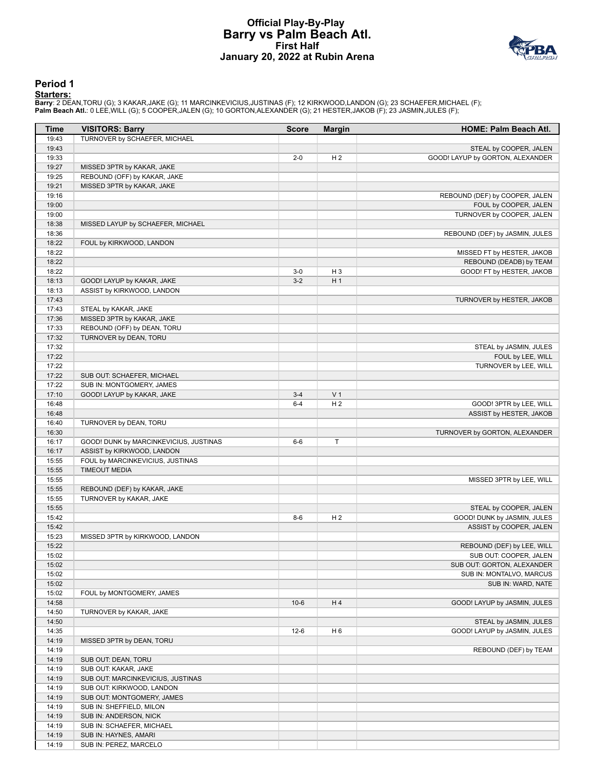# Official Play-By-Play
# Barry vs Palm Beach Atl.
## First Half
## January 20, 2022 at Rubin Arena

### Period 1

**Starters:**

**Barry**: 2 DEAN,TORU (G); 3 KAKAR,JAKE (G); 11 MARCINKEVICIUS,JUSTINAS (F); 12 KIRKWOOD,LANDON (G); 23 SCHAEFER,MICHAEL (F);
**Palm Beach Atl.**: 0 LEE,WILL (G); 5 COOPER,JALEN (G); 10 GORTON,ALEXANDER (G); 21 HESTER,JAKOB (F); 23 JASMIN,JULES (F);

| Time | VISITORS: Barry | Score | Margin | HOME: Palm Beach Atl. |
|---|---|---|---|---|
| 19:43 | TURNOVER by SCHAEFER, MICHAEL | | | |
| 19:43 | | | | STEAL by COOPER, JALEN |
| 19:33 | | 2-0 | H 2 | GOOD! LAYUP by GORTON, ALEXANDER |
| 19:27 | MISSED 3PTR by KAKAR, JAKE | | | |
| 19:25 | REBOUND (OFF) by KAKAR, JAKE | | | |
| 19:21 | MISSED 3PTR by KAKAR, JAKE | | | |
| 19:16 | | | | REBOUND (DEF) by COOPER, JALEN |
| 19:00 | | | | FOUL by COOPER, JALEN |
| 19:00 | | | | TURNOVER by COOPER, JALEN |
| 18:38 | MISSED LAYUP by SCHAEFER, MICHAEL | | | |
| 18:36 | | | | REBOUND (DEF) by JASMIN, JULES |
| 18:22 | FOUL by KIRKWOOD, LANDON | | | |
| 18:22 | | | | MISSED FT by HESTER, JAKOB |
| 18:22 | | | | REBOUND (DEADB) by TEAM |
| 18:22 | | 3-0 | H 3 | GOOD! FT by HESTER, JAKOB |
| 18:13 | GOOD! LAYUP by KAKAR, JAKE | 3-2 | H 1 | |
| 18:13 | ASSIST by KIRKWOOD, LANDON | | | |
| 17:43 | | | | TURNOVER by HESTER, JAKOB |
| 17:43 | STEAL by KAKAR, JAKE | | | |
| 17:36 | MISSED 3PTR by KAKAR, JAKE | | | |
| 17:33 | REBOUND (OFF) by DEAN, TORU | | | |
| 17:32 | TURNOVER by DEAN, TORU | | | |
| 17:32 | | | | STEAL by JASMIN, JULES |
| 17:22 | | | | FOUL by LEE, WILL |
| 17:22 | | | | TURNOVER by LEE, WILL |
| 17:22 | SUB OUT: SCHAEFER, MICHAEL | | | |
| 17:22 | SUB IN: MONTGOMERY, JAMES | | | |
| 17:10 | GOOD! LAYUP by KAKAR, JAKE | 3-4 | V 1 | |
| 16:48 | | 6-4 | H 2 | GOOD! 3PTR by LEE, WILL |
| 16:48 | | | | ASSIST by HESTER, JAKOB |
| 16:40 | TURNOVER by DEAN, TORU | | | |
| 16:30 | | | | TURNOVER by GORTON, ALEXANDER |
| 16:17 | GOOD! DUNK by MARCINKEVICIUS, JUSTINAS | 6-6 | T | |
| 16:17 | ASSIST by KIRKWOOD, LANDON | | | |
| 15:55 | FOUL by MARCINKEVICIUS, JUSTINAS | | | |
| 15:55 | TIMEOUT MEDIA | | | |
| 15:55 | | | | MISSED 3PTR by LEE, WILL |
| 15:55 | REBOUND (DEF) by KAKAR, JAKE | | | |
| 15:55 | TURNOVER by KAKAR, JAKE | | | |
| 15:55 | | | | STEAL by COOPER, JALEN |
| 15:42 | | 8-6 | H 2 | GOOD! DUNK by JASMIN, JULES |
| 15:42 | | | | ASSIST by COOPER, JALEN |
| 15:23 | MISSED 3PTR by KIRKWOOD, LANDON | | | |
| 15:22 | | | | REBOUND (DEF) by LEE, WILL |
| 15:02 | | | | SUB OUT: COOPER, JALEN |
| 15:02 | | | | SUB OUT: GORTON, ALEXANDER |
| 15:02 | | | | SUB IN: MONTALVO, MARCUS |
| 15:02 | | | | SUB IN: WARD, NATE |
| 15:02 | FOUL by MONTGOMERY, JAMES | | | |
| 14:58 | | 10-6 | H 4 | GOOD! LAYUP by JASMIN, JULES |
| 14:50 | TURNOVER by KAKAR, JAKE | | | |
| 14:50 | | | | STEAL by JASMIN, JULES |
| 14:35 | | 12-6 | H 6 | GOOD! LAYUP by JASMIN, JULES |
| 14:19 | MISSED 3PTR by DEAN, TORU | | | |
| 14:19 | | | | REBOUND (DEF) by TEAM |
| 14:19 | SUB OUT: DEAN, TORU | | | |
| 14:19 | SUB OUT: KAKAR, JAKE | | | |
| 14:19 | SUB OUT: MARCINKEVICIUS, JUSTINAS | | | |
| 14:19 | SUB OUT: KIRKWOOD, LANDON | | | |
| 14:19 | SUB OUT: MONTGOMERY, JAMES | | | |
| 14:19 | SUB IN: SHEFFIELD, MILON | | | |
| 14:19 | SUB IN: ANDERSON, NICK | | | |
| 14:19 | SUB IN: SCHAEFER, MICHAEL | | | |
| 14:19 | SUB IN: HAYNES, AMARI | | | |
| 14:19 | SUB IN: PEREZ, MARCELO | | | |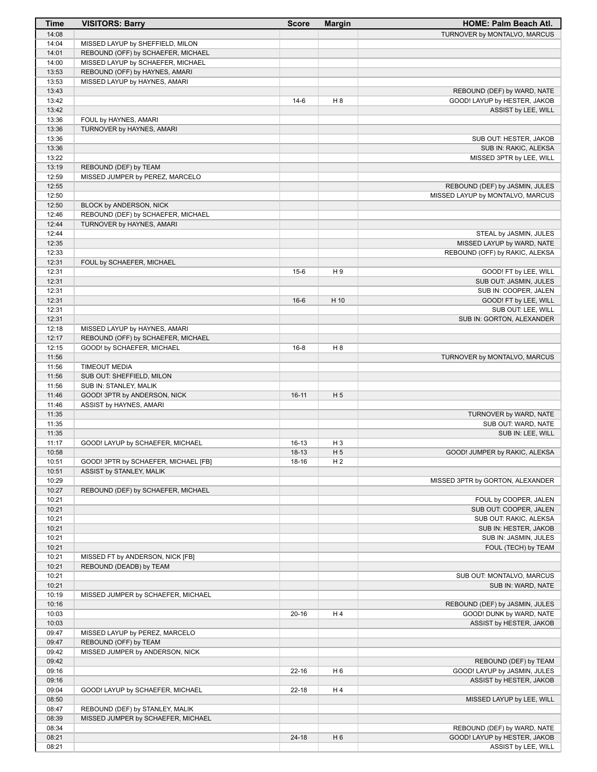| Time | VISITORS: Barry | Score | Margin | HOME: Palm Beach Atl. |
|---|---|---|---|---|
| 14:08 | | | | TURNOVER by MONTALVO, MARCUS |
| 14:04 | MISSED LAYUP by SHEFFIELD, MILON | | | |
| 14:01 | REBOUND (OFF) by SCHAEFER, MICHAEL | | | |
| 14:00 | MISSED LAYUP by SCHAEFER, MICHAEL | | | |
| 13:53 | REBOUND (OFF) by HAYNES, AMARI | | | |
| 13:53 | MISSED LAYUP by HAYNES, AMARI | | | |
| 13:43 | | | | REBOUND (DEF) by WARD, NATE |
| 13:42 | | 14-6 | H 8 | GOOD! LAYUP by HESTER, JAKOB |
| 13:42 | | | | ASSIST by LEE, WILL |
| 13:36 | FOUL by HAYNES, AMARI | | | |
| 13:36 | TURNOVER by HAYNES, AMARI | | | |
| 13:36 | | | | SUB OUT: HESTER, JAKOB |
| 13:36 | | | | SUB IN: RAKIC, ALEKSA |
| 13:22 | | | | MISSED 3PTR by LEE, WILL |
| 13:19 | REBOUND (DEF) by TEAM | | | |
| 12:59 | MISSED JUMPER by PEREZ, MARCELO | | | |
| 12:55 | | | | REBOUND (DEF) by JASMIN, JULES |
| 12:50 | | | | MISSED LAYUP by MONTALVO, MARCUS |
| 12:50 | BLOCK by ANDERSON, NICK | | | |
| 12:46 | REBOUND (DEF) by SCHAEFER, MICHAEL | | | |
| 12:44 | TURNOVER by HAYNES, AMARI | | | |
| 12:44 | | | | STEAL by JASMIN, JULES |
| 12:35 | | | | MISSED LAYUP by WARD, NATE |
| 12:33 | | | | REBOUND (OFF) by RAKIC, ALEKSA |
| 12:31 | FOUL by SCHAEFER, MICHAEL | | | |
| 12:31 | | 15-6 | H 9 | GOOD! FT by LEE, WILL |
| 12:31 | | | | SUB OUT: JASMIN, JULES |
| 12:31 | | | | SUB IN: COOPER, JALEN |
| 12:31 | | 16-6 | H 10 | GOOD! FT by LEE, WILL |
| 12:31 | | | | SUB OUT: LEE, WILL |
| 12:31 | | | | SUB IN: GORTON, ALEXANDER |
| 12:18 | MISSED LAYUP by HAYNES, AMARI | | | |
| 12:17 | REBOUND (OFF) by SCHAEFER, MICHAEL | | | |
| 12:15 | GOOD! by SCHAEFER, MICHAEL | 16-8 | H 8 | |
| 11:56 | | | | TURNOVER by MONTALVO, MARCUS |
| 11:56 | TIMEOUT MEDIA | | | |
| 11:56 | SUB OUT: SHEFFIELD, MILON | | | |
| 11:56 | SUB IN: STANLEY, MALIK | | | |
| 11:46 | GOOD! 3PTR by ANDERSON, NICK | 16-11 | H 5 | |
| 11:46 | ASSIST by HAYNES, AMARI | | | |
| 11:35 | | | | TURNOVER by WARD, NATE |
| 11:35 | | | | SUB OUT: WARD, NATE |
| 11:35 | | | | SUB IN: LEE, WILL |
| 11:17 | GOOD! LAYUP by SCHAEFER, MICHAEL | 16-13 | H 3 | |
| 10:58 | | 18-13 | H 5 | GOOD! JUMPER by RAKIC, ALEKSA |
| 10:51 | GOOD! 3PTR by SCHAEFER, MICHAEL [FB] | 18-16 | H 2 | |
| 10:51 | ASSIST by STANLEY, MALIK | | | |
| 10:29 | | | | MISSED 3PTR by GORTON, ALEXANDER |
| 10:27 | REBOUND (DEF) by SCHAEFER, MICHAEL | | | |
| 10:21 | | | | FOUL by COOPER, JALEN |
| 10:21 | | | | SUB OUT: COOPER, JALEN |
| 10:21 | | | | SUB OUT: RAKIC, ALEKSA |
| 10:21 | | | | SUB IN: HESTER, JAKOB |
| 10:21 | | | | SUB IN: JASMIN, JULES |
| 10:21 | | | | FOUL (TECH) by TEAM |
| 10:21 | MISSED FT by ANDERSON, NICK [FB] | | | |
| 10:21 | REBOUND (DEADB) by TEAM | | | |
| 10:21 | | | | SUB OUT: MONTALVO, MARCUS |
| 10:21 | | | | SUB IN: WARD, NATE |
| 10:19 | MISSED JUMPER by SCHAEFER, MICHAEL | | | |
| 10:16 | | | | REBOUND (DEF) by JASMIN, JULES |
| 10:03 | | 20-16 | H 4 | GOOD! DUNK by WARD, NATE |
| 10:03 | | | | ASSIST by HESTER, JAKOB |
| 09:47 | MISSED LAYUP by PEREZ, MARCELO | | | |
| 09:47 | REBOUND (OFF) by TEAM | | | |
| 09:42 | MISSED JUMPER by ANDERSON, NICK | | | |
| 09:42 | | | | REBOUND (DEF) by TEAM |
| 09:16 | | 22-16 | H 6 | GOOD! LAYUP by JASMIN, JULES |
| 09:16 | | | | ASSIST by HESTER, JAKOB |
| 09:04 | GOOD! LAYUP by SCHAEFER, MICHAEL | 22-18 | H 4 | |
| 08:50 | | | | MISSED LAYUP by LEE, WILL |
| 08:47 | REBOUND (DEF) by STANLEY, MALIK | | | |
| 08:39 | MISSED JUMPER by SCHAEFER, MICHAEL | | | |
| 08:34 | | | | REBOUND (DEF) by WARD, NATE |
| 08:21 | | 24-18 | H 6 | GOOD! LAYUP by HESTER, JAKOB |
| 08:21 | | | | ASSIST by LEE, WILL |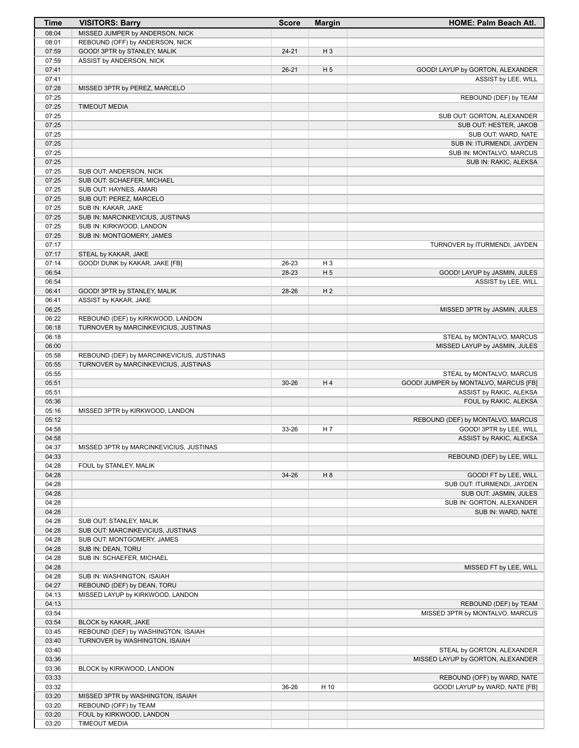| Time | VISITORS: Barry | Score | Margin | HOME: Palm Beach Atl. |
| --- | --- | --- | --- | --- |
| 08:04 | MISSED JUMPER by ANDERSON, NICK | | | |
| 08:01 | REBOUND (OFF) by ANDERSON, NICK | | | |
| 07:59 | GOOD! 3PTR by STANLEY, MALIK | 24-21 | H 3 | |
| 07:59 | ASSIST by ANDERSON, NICK | | | |
| 07:41 | | 26-21 | H 5 | GOOD! LAYUP by GORTON, ALEXANDER |
| 07:41 | | | | ASSIST by LEE, WILL |
| 07:28 | MISSED 3PTR by PEREZ, MARCELO | | | |
| 07:25 | | | | REBOUND (DEF) by TEAM |
| 07:25 | TIMEOUT MEDIA | | | |
| 07:25 | | | | SUB OUT: GORTON, ALEXANDER |
| 07:25 | | | | SUB OUT: HESTER, JAKOB |
| 07:25 | | | | SUB OUT: WARD, NATE |
| 07:25 | | | | SUB IN: ITURMENDI, JAYDEN |
| 07:25 | | | | SUB IN: MONTALVO, MARCUS |
| 07:25 | | | | SUB IN: RAKIC, ALEKSA |
| 07:25 | SUB OUT: ANDERSON, NICK | | | |
| 07:25 | SUB OUT: SCHAEFER, MICHAEL | | | |
| 07:25 | SUB OUT: HAYNES, AMARI | | | |
| 07:25 | SUB OUT: PEREZ, MARCELO | | | |
| 07:25 | SUB IN: KAKAR, JAKE | | | |
| 07:25 | SUB IN: MARCINKEVICIUS, JUSTINAS | | | |
| 07:25 | SUB IN: KIRKWOOD, LANDON | | | |
| 07:25 | SUB IN: MONTGOMERY, JAMES | | | |
| 07:17 | | | | TURNOVER by ITURMENDI, JAYDEN |
| 07:17 | STEAL by KAKAR, JAKE | | | |
| 07:14 | GOOD! DUNK by KAKAR, JAKE [FB] | 26-23 | H 3 | |
| 06:54 | | 28-23 | H 5 | GOOD! LAYUP by JASMIN, JULES |
| 06:54 | | | | ASSIST by LEE, WILL |
| 06:41 | GOOD! 3PTR by STANLEY, MALIK | 28-26 | H 2 | |
| 06:41 | ASSIST by KAKAR, JAKE | | | |
| 06:25 | | | | MISSED 3PTR by JASMIN, JULES |
| 06:22 | REBOUND (DEF) by KIRKWOOD, LANDON | | | |
| 06:18 | TURNOVER by MARCINKEVICIUS, JUSTINAS | | | |
| 06:18 | | | | STEAL by MONTALVO, MARCUS |
| 06:00 | | | | MISSED LAYUP by JASMIN, JULES |
| 05:58 | REBOUND (DEF) by MARCINKEVICIUS, JUSTINAS | | | |
| 05:55 | TURNOVER by MARCINKEVICIUS, JUSTINAS | | | |
| 05:55 | | | | STEAL by MONTALVO, MARCUS |
| 05:51 | | 30-26 | H 4 | GOOD! JUMPER by MONTALVO, MARCUS [FB] |
| 05:51 | | | | ASSIST by RAKIC, ALEKSA |
| 05:36 | | | | FOUL by RAKIC, ALEKSA |
| 05:16 | MISSED 3PTR by KIRKWOOD, LANDON | | | |
| 05:12 | | | | REBOUND (DEF) by MONTALVO, MARCUS |
| 04:58 | | 33-26 | H 7 | GOOD! 3PTR by LEE, WILL |
| 04:58 | | | | ASSIST by RAKIC, ALEKSA |
| 04:37 | MISSED 3PTR by MARCINKEVICIUS, JUSTINAS | | | |
| 04:33 | | | | REBOUND (DEF) by LEE, WILL |
| 04:28 | FOUL by STANLEY, MALIK | | | |
| 04:28 | | 34-26 | H 8 | GOOD! FT by LEE, WILL |
| 04:28 | | | | SUB OUT: ITURMENDI, JAYDEN |
| 04:28 | | | | SUB OUT: JASMIN, JULES |
| 04:28 | | | | SUB IN: GORTON, ALEXANDER |
| 04:28 | | | | SUB IN: WARD, NATE |
| 04:28 | SUB OUT: STANLEY, MALIK | | | |
| 04:28 | SUB OUT: MARCINKEVICIUS, JUSTINAS | | | |
| 04:28 | SUB OUT: MONTGOMERY, JAMES | | | |
| 04:28 | SUB IN: DEAN, TORU | | | |
| 04:28 | SUB IN: SCHAEFER, MICHAEL | | | |
| 04:28 | | | | MISSED FT by LEE, WILL |
| 04:28 | SUB IN: WASHINGTON, ISAIAH | | | |
| 04:27 | REBOUND (DEF) by DEAN, TORU | | | |
| 04:13 | MISSED LAYUP by KIRKWOOD, LANDON | | | |
| 04:13 | | | | REBOUND (DEF) by TEAM |
| 03:54 | | | | MISSED 3PTR by MONTALVO, MARCUS |
| 03:54 | BLOCK by KAKAR, JAKE | | | |
| 03:45 | REBOUND (DEF) by WASHINGTON, ISAIAH | | | |
| 03:40 | TURNOVER by WASHINGTON, ISAIAH | | | |
| 03:40 | | | | STEAL by GORTON, ALEXANDER |
| 03:36 | | | | MISSED LAYUP by GORTON, ALEXANDER |
| 03:36 | BLOCK by KIRKWOOD, LANDON | | | |
| 03:33 | | | | REBOUND (OFF) by WARD, NATE |
| 03:32 | | 36-26 | H 10 | GOOD! LAYUP by WARD, NATE [FB] |
| 03:20 | MISSED 3PTR by WASHINGTON, ISAIAH | | | |
| 03:20 | REBOUND (OFF) by TEAM | | | |
| 03:20 | FOUL by KIRKWOOD, LANDON | | | |
| 03:20 | TIMEOUT MEDIA | | | |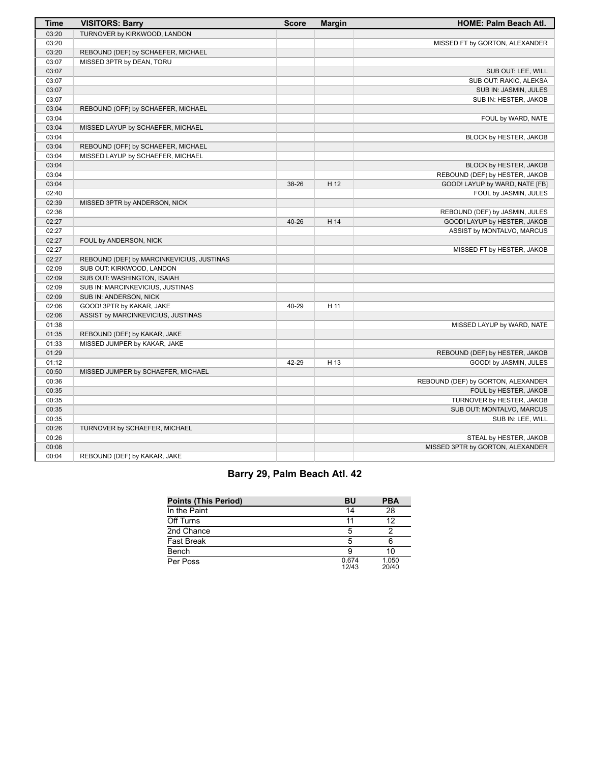| Time | VISITORS: Barry | Score | Margin | HOME: Palm Beach Atl. |
| --- | --- | --- | --- | --- |
| 03:20 | TURNOVER by KIRKWOOD, LANDON | | | |
| 03:20 | | | | MISSED FT by GORTON, ALEXANDER |
| 03:20 | REBOUND (DEF) by SCHAEFER, MICHAEL | | | |
| 03:07 | MISSED 3PTR by DEAN, TORU | | | |
| 03:07 | | | | SUB OUT: LEE, WILL |
| 03:07 | | | | SUB OUT: RAKIC, ALEKSA |
| 03:07 | | | | SUB IN: JASMIN, JULES |
| 03:07 | | | | SUB IN: HESTER, JAKOB |
| 03:04 | REBOUND (OFF) by SCHAEFER, MICHAEL | | | |
| 03:04 | | | | FOUL by WARD, NATE |
| 03:04 | MISSED LAYUP by SCHAEFER, MICHAEL | | | |
| 03:04 | | | | BLOCK by HESTER, JAKOB |
| 03:04 | REBOUND (OFF) by SCHAEFER, MICHAEL | | | |
| 03:04 | MISSED LAYUP by SCHAEFER, MICHAEL | | | |
| 03:04 | | | | BLOCK by HESTER, JAKOB |
| 03:04 | | | | REBOUND (DEF) by HESTER, JAKOB |
| 03:04 | | 38-26 | H 12 | GOOD! LAYUP by WARD, NATE [FB] |
| 02:40 | | | | FOUL by JASMIN, JULES |
| 02:39 | MISSED 3PTR by ANDERSON, NICK | | | |
| 02:36 | | | | REBOUND (DEF) by JASMIN, JULES |
| 02:27 | | 40-26 | H 14 | GOOD! LAYUP by HESTER, JAKOB |
| 02:27 | | | | ASSIST by MONTALVO, MARCUS |
| 02:27 | FOUL by ANDERSON, NICK | | | |
| 02:27 | | | | MISSED FT by HESTER, JAKOB |
| 02:27 | REBOUND (DEF) by MARCINKEVICIUS, JUSTINAS | | | |
| 02:09 | SUB OUT: KIRKWOOD, LANDON | | | |
| 02:09 | SUB OUT: WASHINGTON, ISAIAH | | | |
| 02:09 | SUB IN: MARCINKEVICIUS, JUSTINAS | | | |
| 02:09 | SUB IN: ANDERSON, NICK | | | |
| 02:06 | GOOD! 3PTR by KAKAR, JAKE | 40-29 | H 11 | |
| 02:06 | ASSIST by MARCINKEVICIUS, JUSTINAS | | | |
| 01:38 | | | | MISSED LAYUP by WARD, NATE |
| 01:35 | REBOUND (DEF) by KAKAR, JAKE | | | |
| 01:33 | MISSED JUMPER by KAKAR, JAKE | | | |
| 01:29 | | | | REBOUND (DEF) by HESTER, JAKOB |
| 01:12 | | 42-29 | H 13 | GOOD! by JASMIN, JULES |
| 00:50 | MISSED JUMPER by SCHAEFER, MICHAEL | | | |
| 00:36 | | | | REBOUND (DEF) by GORTON, ALEXANDER |
| 00:35 | | | | FOUL by HESTER, JAKOB |
| 00:35 | | | | TURNOVER by HESTER, JAKOB |
| 00:35 | | | | SUB OUT: MONTALVO, MARCUS |
| 00:35 | | | | SUB IN: LEE, WILL |
| 00:26 | TURNOVER by SCHAEFER, MICHAEL | | | |
| 00:26 | | | | STEAL by HESTER, JAKOB |
| 00:08 | | | | MISSED 3PTR by GORTON, ALEXANDER |
| 00:04 | REBOUND (DEF) by KAKAR, JAKE | | | |

## Barry 29, Palm Beach Atl. 42

| Points (This Period) | BU | PBA |
| --- | --- | --- |
| In the Paint | 14 | 28 |
| Off Turns | 11 | 12 |
| 2nd Chance | 5 | 2 |
| Fast Break | 5 | 6 |
| Bench | 9 | 10 |
| Per Poss | 0.674 12/43 | 1.050 20/40 |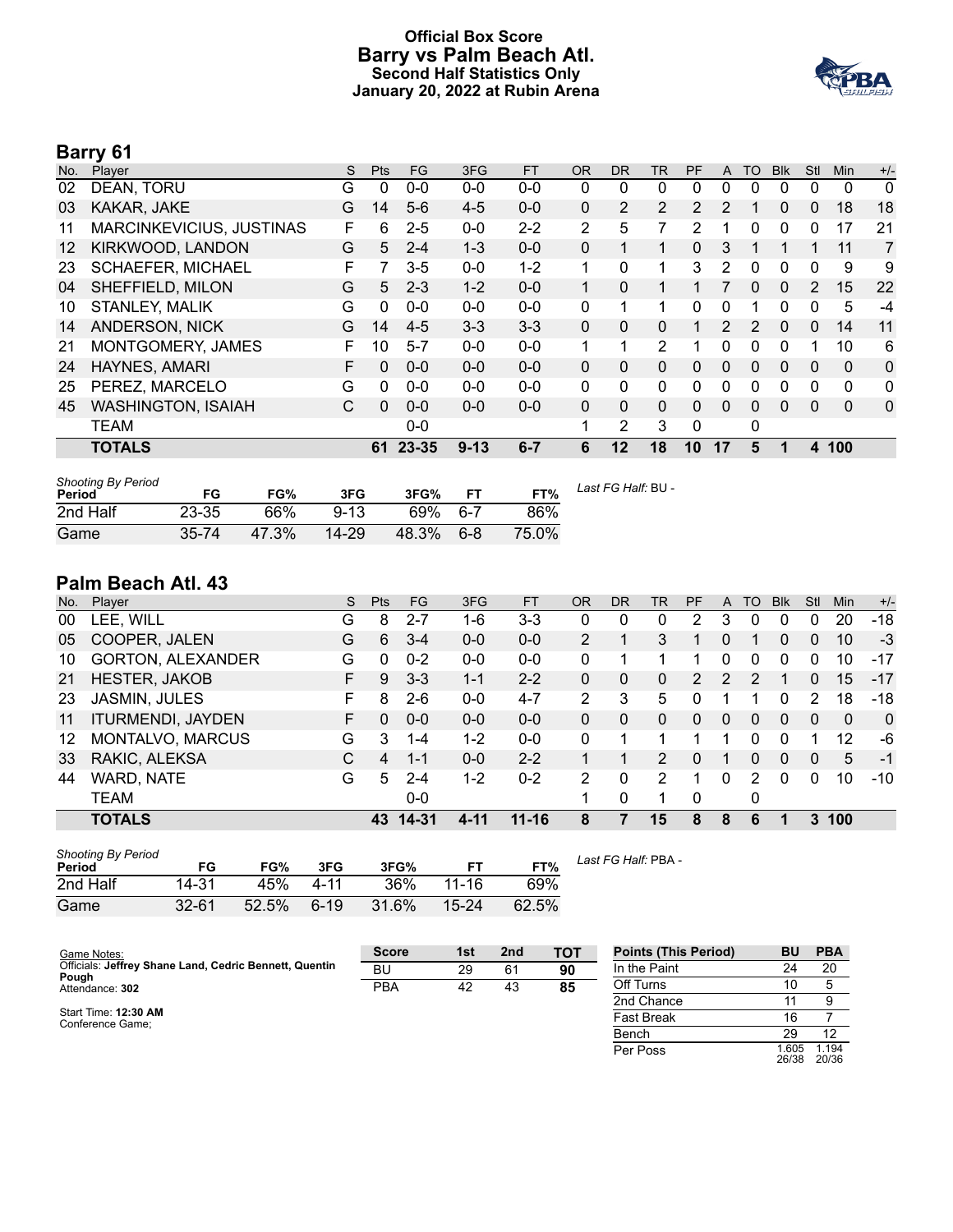# Official Box Score
## Barry vs Palm Beach Atl.
### Second Half Statistics Only
### January 20, 2022 at Rubin Arena

## Barry 61

| No. | Player | S | Pts | FG | 3FG | FT | OR | DR | TR | PF | A | TO | Blk | Stl | Min | +/- |
|---|---|---|---|---|---|---|---|---|---|---|---|---|---|---|---|---|
| 02 | DEAN, TORU | G | 0 | 0-0 | 0-0 | 0-0 | 0 | 0 | 0 | 0 | 0 | 0 | 0 | 0 | 0 | 0 |
| 03 | KAKAR, JAKE | G | 14 | 5-6 | 4-5 | 0-0 | 0 | 2 | 2 | 2 | 2 | 1 | 0 | 0 | 18 | 18 |
| 11 | MARCINKEVICIUS, JUSTINAS | F | 6 | 2-5 | 0-0 | 2-2 | 2 | 5 | 7 | 2 | 1 | 0 | 0 | 0 | 17 | 21 |
| 12 | KIRKWOOD, LANDON | G | 5 | 2-4 | 1-3 | 0-0 | 0 | 1 | 1 | 0 | 3 | 1 | 1 | 1 | 11 | 7 |
| 23 | SCHAEFER, MICHAEL | F | 7 | 3-5 | 0-0 | 1-2 | 1 | 0 | 1 | 3 | 2 | 0 | 0 | 0 | 9 | 9 |
| 04 | SHEFFIELD, MILON | G | 5 | 2-3 | 1-2 | 0-0 | 1 | 0 | 1 | 1 | 7 | 0 | 0 | 2 | 15 | 22 |
| 10 | STANLEY, MALIK | G | 0 | 0-0 | 0-0 | 0-0 | 0 | 1 | 1 | 0 | 0 | 1 | 0 | 0 | 5 | -4 |
| 14 | ANDERSON, NICK | G | 14 | 4-5 | 3-3 | 3-3 | 0 | 0 | 0 | 1 | 2 | 2 | 0 | 0 | 14 | 11 |
| 21 | MONTGOMERY, JAMES | F | 10 | 5-7 | 0-0 | 0-0 | 1 | 1 | 2 | 1 | 0 | 0 | 0 | 1 | 10 | 6 |
| 24 | HAYNES, AMARI | F | 0 | 0-0 | 0-0 | 0-0 | 0 | 0 | 0 | 0 | 0 | 0 | 0 | 0 | 0 | 0 |
| 25 | PEREZ, MARCELO | G | 0 | 0-0 | 0-0 | 0-0 | 0 | 0 | 0 | 0 | 0 | 0 | 0 | 0 | 0 | 0 |
| 45 | WASHINGTON, ISAIAH | C | 0 | 0-0 | 0-0 | 0-0 | 0 | 0 | 0 | 0 | 0 | 0 | 0 | 0 | 0 | 0 |
| | TEAM | | | 0-0 | | | 1 | 2 | 3 | 0 | | 0 | | | | |
| | **TOTALS** | | **61** | **23-35** | **9-13** | **6-7** | **6** | **12** | **18** | **10** | **17** | **5** | **1** | **4** | **100** | |

*Shooting By Period*

| Period | FG | FG% | 3FG | 3FG% | FT | FT% |
|---|---|---|---|---|---|---|
| 2nd Half | 23-35 | 66% | 9-13 | 69% | 6-7 | 86% |
| Game | 35-74 | 47.3% | 14-29 | 48.3% | 6-8 | 75.0% |

*Last FG Half:* BU -

## Palm Beach Atl. 43

| No. | Player | S | Pts | FG | 3FG | FT | OR | DR | TR | PF | A | TO | Blk | Stl | Min | +/- |
|---|---|---|---|---|---|---|---|---|---|---|---|---|---|---|---|---|
| 00 | LEE, WILL | G | 8 | 2-7 | 1-6 | 3-3 | 0 | 0 | 0 | 2 | 3 | 0 | 0 | 0 | 20 | -18 |
| 05 | COOPER, JALEN | G | 6 | 3-4 | 0-0 | 0-0 | 2 | 1 | 3 | 1 | 0 | 1 | 0 | 0 | 10 | -3 |
| 10 | GORTON, ALEXANDER | G | 0 | 0-2 | 0-0 | 0-0 | 0 | 1 | 1 | 1 | 0 | 0 | 0 | 0 | 10 | -17 |
| 21 | HESTER, JAKOB | F | 9 | 3-3 | 1-1 | 2-2 | 0 | 0 | 0 | 2 | 2 | 2 | 1 | 0 | 15 | -17 |
| 23 | JASMIN, JULES | F | 8 | 2-6 | 0-0 | 4-7 | 2 | 3 | 5 | 0 | 1 | 1 | 0 | 2 | 18 | -18 |
| 11 | ITURMENDI, JAYDEN | F | 0 | 0-0 | 0-0 | 0-0 | 0 | 0 | 0 | 0 | 0 | 0 | 0 | 0 | 0 | 0 |
| 12 | MONTALVO, MARCUS | G | 3 | 1-4 | 1-2 | 0-0 | 0 | 1 | 1 | 1 | 1 | 0 | 0 | 1 | 12 | -6 |
| 33 | RAKIC, ALEKSA | C | 4 | 1-1 | 0-0 | 2-2 | 1 | 1 | 2 | 0 | 1 | 0 | 0 | 0 | 5 | -1 |
| 44 | WARD, NATE | G | 5 | 2-4 | 1-2 | 0-2 | 2 | 0 | 2 | 1 | 0 | 2 | 0 | 0 | 10 | -10 |
| | TEAM | | | 0-0 | | | 1 | 0 | 1 | 0 | | 0 | | | | |
| | **TOTALS** | | **43** | **14-31** | **4-11** | **11-16** | **8** | **7** | **15** | **8** | **8** | **6** | **1** | **3** | **100** | |

*Shooting By Period*

| Period | FG | FG% | 3FG | 3FG% | FT | FT% |
|---|---|---|---|---|---|---|
| 2nd Half | 14-31 | 45% | 4-11 | 36% | 11-16 | 69% |
| Game | 32-61 | 52.5% | 6-19 | 31.6% | 15-24 | 62.5% |

*Last FG Half:* PBA -

Game Notes:
Officials: **Jeffrey Shane Land, Cedric Bennett, Quentin Pough**
Attendance: **302**

Start Time: **12:30 AM**
Conference Game;

| Score | 1st | 2nd | TOT |
|---|---|---|---|
| BU | 29 | 61 | **90** |
| PBA | 42 | 43 | **85** |

| Points (This Period) | BU | PBA |
|---|---|---|
| In the Paint | 24 | 20 |
| Off Turns | 10 | 5 |
| 2nd Chance | 11 | 9 |
| Fast Break | 16 | 7 |
| Bench | 29 | 12 |
| Per Poss | 1.605 26/38 | 1.194 20/36 |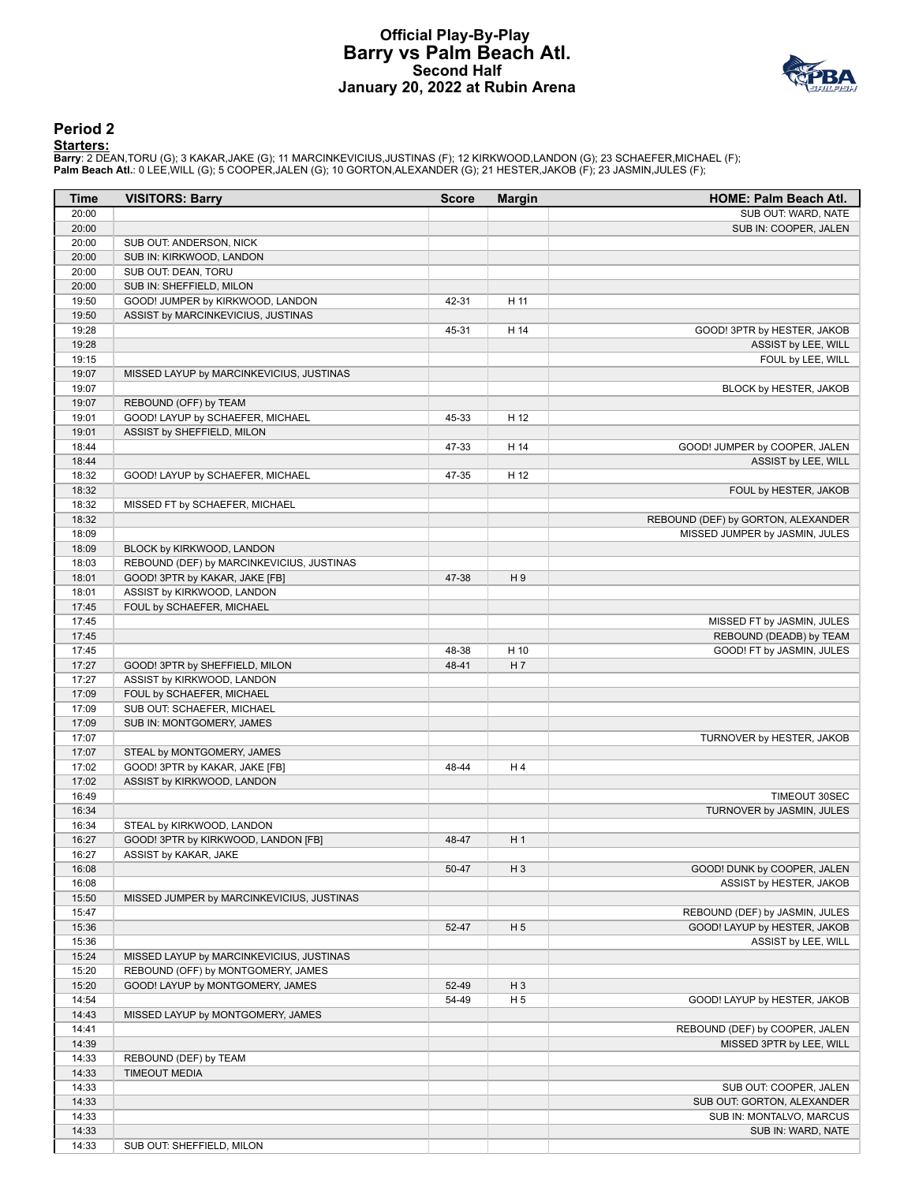# Official Play-By-Play
## Barry vs Palm Beach Atl.
### Second Half
### January 20, 2022 at Rubin Arena

## Period 2

**Starters:**

**Barry**: 2 DEAN,TORU (G); 3 KAKAR,JAKE (G); 11 MARCINKEVICIUS,JUSTINAS (F); 12 KIRKWOOD,LANDON (G); 23 SCHAEFER,MICHAEL (F);
**Palm Beach Atl.**: 0 LEE,WILL (G); 5 COOPER,JALEN (G); 10 GORTON,ALEXANDER (G); 21 HESTER,JAKOB (F); 23 JASMIN,JULES (F);

| Time | VISITORS: Barry | Score | Margin | HOME: Palm Beach Atl. |
|---|---|---|---|---|
| 20:00 | | | | SUB OUT: WARD, NATE |
| 20:00 | | | | SUB IN: COOPER, JALEN |
| 20:00 | SUB OUT: ANDERSON, NICK | | | |
| 20:00 | SUB IN: KIRKWOOD, LANDON | | | |
| 20:00 | SUB OUT: DEAN, TORU | | | |
| 20:00 | SUB IN: SHEFFIELD, MILON | | | |
| 19:50 | GOOD! JUMPER by KIRKWOOD, LANDON | 42-31 | H 11 | |
| 19:50 | ASSIST by MARCINKEVICIUS, JUSTINAS | | | |
| 19:28 | | 45-31 | H 14 | GOOD! 3PTR by HESTER, JAKOB |
| 19:28 | | | | ASSIST by LEE, WILL |
| 19:15 | | | | FOUL by LEE, WILL |
| 19:07 | MISSED LAYUP by MARCINKEVICIUS, JUSTINAS | | | |
| 19:07 | | | | BLOCK by HESTER, JAKOB |
| 19:07 | REBOUND (OFF) by TEAM | | | |
| 19:01 | GOOD! LAYUP by SCHAEFER, MICHAEL | 45-33 | H 12 | |
| 19:01 | ASSIST by SHEFFIELD, MILON | | | |
| 18:44 | | 47-33 | H 14 | GOOD! JUMPER by COOPER, JALEN |
| 18:44 | | | | ASSIST by LEE, WILL |
| 18:32 | GOOD! LAYUP by SCHAEFER, MICHAEL | 47-35 | H 12 | |
| 18:32 | | | | FOUL by HESTER, JAKOB |
| 18:32 | MISSED FT by SCHAEFER, MICHAEL | | | |
| 18:32 | | | | REBOUND (DEF) by GORTON, ALEXANDER |
| 18:09 | | | | MISSED JUMPER by JASMIN, JULES |
| 18:09 | BLOCK by KIRKWOOD, LANDON | | | |
| 18:03 | REBOUND (DEF) by MARCINKEVICIUS, JUSTINAS | | | |
| 18:01 | GOOD! 3PTR by KAKAR, JAKE [FB] | 47-38 | H 9 | |
| 18:01 | ASSIST by KIRKWOOD, LANDON | | | |
| 17:45 | FOUL by SCHAEFER, MICHAEL | | | |
| 17:45 | | | | MISSED FT by JASMIN, JULES |
| 17:45 | | | | REBOUND (DEADB) by TEAM |
| 17:45 | | 48-38 | H 10 | GOOD! FT by JASMIN, JULES |
| 17:27 | GOOD! 3PTR by SHEFFIELD, MILON | 48-41 | H 7 | |
| 17:27 | ASSIST by KIRKWOOD, LANDON | | | |
| 17:09 | FOUL by SCHAEFER, MICHAEL | | | |
| 17:09 | SUB OUT: SCHAEFER, MICHAEL | | | |
| 17:09 | SUB IN: MONTGOMERY, JAMES | | | |
| 17:07 | | | | TURNOVER by HESTER, JAKOB |
| 17:07 | STEAL by MONTGOMERY, JAMES | | | |
| 17:02 | GOOD! 3PTR by KAKAR, JAKE [FB] | 48-44 | H 4 | |
| 17:02 | ASSIST by KIRKWOOD, LANDON | | | |
| 16:49 | | | | TIMEOUT 30SEC |
| 16:34 | | | | TURNOVER by JASMIN, JULES |
| 16:34 | STEAL by KIRKWOOD, LANDON | | | |
| 16:27 | GOOD! 3PTR by KIRKWOOD, LANDON [FB] | 48-47 | H 1 | |
| 16:27 | ASSIST by KAKAR, JAKE | | | |
| 16:08 | | 50-47 | H 3 | GOOD! DUNK by COOPER, JALEN |
| 16:08 | | | | ASSIST by HESTER, JAKOB |
| 15:50 | MISSED JUMPER by MARCINKEVICIUS, JUSTINAS | | | |
| 15:47 | | | | REBOUND (DEF) by JASMIN, JULES |
| 15:36 | | 52-47 | H 5 | GOOD! LAYUP by HESTER, JAKOB |
| 15:36 | | | | ASSIST by LEE, WILL |
| 15:24 | MISSED LAYUP by MARCINKEVICIUS, JUSTINAS | | | |
| 15:20 | REBOUND (OFF) by MONTGOMERY, JAMES | | | |
| 15:20 | GOOD! LAYUP by MONTGOMERY, JAMES | 52-49 | H 3 | |
| 14:54 | | 54-49 | H 5 | GOOD! LAYUP by HESTER, JAKOB |
| 14:43 | MISSED LAYUP by MONTGOMERY, JAMES | | | |
| 14:41 | | | | REBOUND (DEF) by COOPER, JALEN |
| 14:39 | | | | MISSED 3PTR by LEE, WILL |
| 14:33 | REBOUND (DEF) by TEAM | | | |
| 14:33 | TIMEOUT MEDIA | | | |
| 14:33 | | | | SUB OUT: COOPER, JALEN |
| 14:33 | | | | SUB OUT: GORTON, ALEXANDER |
| 14:33 | | | | SUB IN: MONTALVO, MARCUS |
| 14:33 | | | | SUB IN: WARD, NATE |
| 14:33 | SUB OUT: SHEFFIELD, MILON | | | |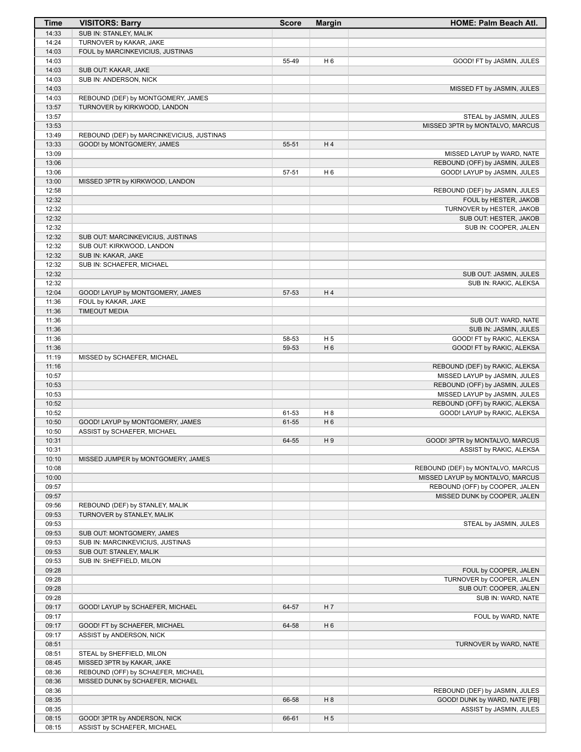| Time | VISITORS: Barry | Score | Margin | HOME: Palm Beach Atl. |
| --- | --- | --- | --- | --- |
| 14:33 | SUB IN: STANLEY, MALIK | | | |
| 14:24 | TURNOVER by KAKAR, JAKE | | | |
| 14:03 | FOUL by MARCINKEVICIUS, JUSTINAS | | | |
| 14:03 | | 55-49 | H 6 | GOOD! FT by JASMIN, JULES |
| 14:03 | SUB OUT: KAKAR, JAKE | | | |
| 14:03 | SUB IN: ANDERSON, NICK | | | |
| 14:03 | | | | MISSED FT by JASMIN, JULES |
| 14:03 | REBOUND (DEF) by MONTGOMERY, JAMES | | | |
| 13:57 | TURNOVER by KIRKWOOD, LANDON | | | |
| 13:57 | | | | STEAL by JASMIN, JULES |
| 13:53 | | | | MISSED 3PTR by MONTALVO, MARCUS |
| 13:49 | REBOUND (DEF) by MARCINKEVICIUS, JUSTINAS | | | |
| 13:33 | GOOD! by MONTGOMERY, JAMES | 55-51 | H 4 | |
| 13:09 | | | | MISSED LAYUP by WARD, NATE |
| 13:06 | | | | REBOUND (OFF) by JASMIN, JULES |
| 13:06 | | 57-51 | H 6 | GOOD! LAYUP by JASMIN, JULES |
| 13:00 | MISSED 3PTR by KIRKWOOD, LANDON | | | |
| 12:58 | | | | REBOUND (DEF) by JASMIN, JULES |
| 12:32 | | | | FOUL by HESTER, JAKOB |
| 12:32 | | | | TURNOVER by HESTER, JAKOB |
| 12:32 | | | | SUB OUT: HESTER, JAKOB |
| 12:32 | | | | SUB IN: COOPER, JALEN |
| 12:32 | SUB OUT: MARCINKEVICIUS, JUSTINAS | | | |
| 12:32 | SUB OUT: KIRKWOOD, LANDON | | | |
| 12:32 | SUB IN: KAKAR, JAKE | | | |
| 12:32 | SUB IN: SCHAEFER, MICHAEL | | | |
| 12:32 | | | | SUB OUT: JASMIN, JULES |
| 12:32 | | | | SUB IN: RAKIC, ALEKSA |
| 12:04 | GOOD! LAYUP by MONTGOMERY, JAMES | 57-53 | H 4 | |
| 11:36 | FOUL by KAKAR, JAKE | | | |
| 11:36 | TIMEOUT MEDIA | | | |
| 11:36 | | | | SUB OUT: WARD, NATE |
| 11:36 | | | | SUB IN: JASMIN, JULES |
| 11:36 | | 58-53 | H 5 | GOOD! FT by RAKIC, ALEKSA |
| 11:36 | | 59-53 | H 6 | GOOD! FT by RAKIC, ALEKSA |
| 11:19 | MISSED by SCHAEFER, MICHAEL | | | |
| 11:16 | | | | REBOUND (DEF) by RAKIC, ALEKSA |
| 10:57 | | | | MISSED LAYUP by JASMIN, JULES |
| 10:53 | | | | REBOUND (OFF) by JASMIN, JULES |
| 10:53 | | | | MISSED LAYUP by JASMIN, JULES |
| 10:52 | | | | REBOUND (OFF) by RAKIC, ALEKSA |
| 10:52 | | 61-53 | H 8 | GOOD! LAYUP by RAKIC, ALEKSA |
| 10:50 | GOOD! LAYUP by MONTGOMERY, JAMES | 61-55 | H 6 | |
| 10:50 | ASSIST by SCHAEFER, MICHAEL | | | |
| 10:31 | | 64-55 | H 9 | GOOD! 3PTR by MONTALVO, MARCUS |
| 10:31 | | | | ASSIST by RAKIC, ALEKSA |
| 10:10 | MISSED JUMPER by MONTGOMERY, JAMES | | | |
| 10:08 | | | | REBOUND (DEF) by MONTALVO, MARCUS |
| 10:00 | | | | MISSED LAYUP by MONTALVO, MARCUS |
| 09:57 | | | | REBOUND (OFF) by COOPER, JALEN |
| 09:57 | | | | MISSED DUNK by COOPER, JALEN |
| 09:56 | REBOUND (DEF) by STANLEY, MALIK | | | |
| 09:53 | TURNOVER by STANLEY, MALIK | | | |
| 09:53 | | | | STEAL by JASMIN, JULES |
| 09:53 | SUB OUT: MONTGOMERY, JAMES | | | |
| 09:53 | SUB IN: MARCINKEVICIUS, JUSTINAS | | | |
| 09:53 | SUB OUT: STANLEY, MALIK | | | |
| 09:53 | SUB IN: SHEFFIELD, MILON | | | |
| 09:28 | | | | FOUL by COOPER, JALEN |
| 09:28 | | | | TURNOVER by COOPER, JALEN |
| 09:28 | | | | SUB OUT: COOPER, JALEN |
| 09:28 | | | | SUB IN: WARD, NATE |
| 09:17 | GOOD! LAYUP by SCHAEFER, MICHAEL | 64-57 | H 7 | |
| 09:17 | | | | FOUL by WARD, NATE |
| 09:17 | GOOD! FT by SCHAEFER, MICHAEL | 64-58 | H 6 | |
| 09:17 | ASSIST by ANDERSON, NICK | | | |
| 08:51 | | | | TURNOVER by WARD, NATE |
| 08:51 | STEAL by SHEFFIELD, MILON | | | |
| 08:45 | MISSED 3PTR by KAKAR, JAKE | | | |
| 08:36 | REBOUND (OFF) by SCHAEFER, MICHAEL | | | |
| 08:36 | MISSED DUNK by SCHAEFER, MICHAEL | | | |
| 08:36 | | | | REBOUND (DEF) by JASMIN, JULES |
| 08:35 | | 66-58 | H 8 | GOOD! DUNK by WARD, NATE [FB] |
| 08:35 | | | | ASSIST by JASMIN, JULES |
| 08:15 | GOOD! 3PTR by ANDERSON, NICK | 66-61 | H 5 | |
| 08:15 | ASSIST by SCHAEFER, MICHAEL | | | |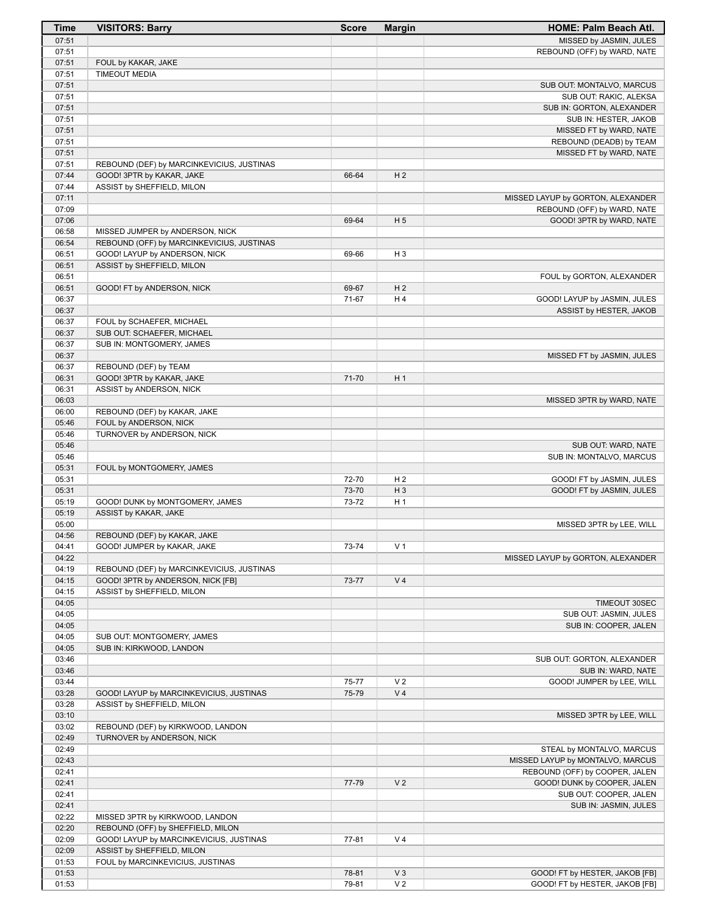| Time | VISITORS: Barry | Score | Margin | HOME: Palm Beach Atl. |
| --- | --- | --- | --- | --- |
| 07:51 | | | | MISSED by JASMIN, JULES |
| 07:51 | | | | REBOUND (OFF) by WARD, NATE |
| 07:51 | FOUL by KAKAR, JAKE | | | |
| 07:51 | TIMEOUT MEDIA | | | |
| 07:51 | | | | SUB OUT: MONTALVO, MARCUS |
| 07:51 | | | | SUB OUT: RAKIC, ALEKSA |
| 07:51 | | | | SUB IN: GORTON, ALEXANDER |
| 07:51 | | | | SUB IN: HESTER, JAKOB |
| 07:51 | | | | MISSED FT by WARD, NATE |
| 07:51 | | | | REBOUND (DEADB) by TEAM |
| 07:51 | | | | MISSED FT by WARD, NATE |
| 07:51 | REBOUND (DEF) by MARCINKEVICIUS, JUSTINAS | | | |
| 07:44 | GOOD! 3PTR by KAKAR, JAKE | 66-64 | H 2 | |
| 07:44 | ASSIST by SHEFFIELD, MILON | | | |
| 07:11 | | | | MISSED LAYUP by GORTON, ALEXANDER |
| 07:09 | | | | REBOUND (OFF) by WARD, NATE |
| 07:06 | | 69-64 | H 5 | GOOD! 3PTR by WARD, NATE |
| 06:58 | MISSED JUMPER by ANDERSON, NICK | | | |
| 06:54 | REBOUND (OFF) by MARCINKEVICIUS, JUSTINAS | | | |
| 06:51 | GOOD! LAYUP by ANDERSON, NICK | 69-66 | H 3 | |
| 06:51 | ASSIST by SHEFFIELD, MILON | | | |
| 06:51 | | | | FOUL by GORTON, ALEXANDER |
| 06:51 | GOOD! FT by ANDERSON, NICK | 69-67 | H 2 | |
| 06:37 | | 71-67 | H 4 | GOOD! LAYUP by JASMIN, JULES |
| 06:37 | | | | ASSIST by HESTER, JAKOB |
| 06:37 | FOUL by SCHAEFER, MICHAEL | | | |
| 06:37 | SUB OUT: SCHAEFER, MICHAEL | | | |
| 06:37 | SUB IN: MONTGOMERY, JAMES | | | |
| 06:37 | | | | MISSED FT by JASMIN, JULES |
| 06:37 | REBOUND (DEF) by TEAM | | | |
| 06:31 | GOOD! 3PTR by KAKAR, JAKE | 71-70 | H 1 | |
| 06:31 | ASSIST by ANDERSON, NICK | | | |
| 06:03 | | | | MISSED 3PTR by WARD, NATE |
| 06:00 | REBOUND (DEF) by KAKAR, JAKE | | | |
| 05:46 | FOUL by ANDERSON, NICK | | | |
| 05:46 | TURNOVER by ANDERSON, NICK | | | |
| 05:46 | | | | SUB OUT: WARD, NATE |
| 05:46 | | | | SUB IN: MONTALVO, MARCUS |
| 05:31 | FOUL by MONTGOMERY, JAMES | | | |
| 05:31 | | 72-70 | H 2 | GOOD! FT by JASMIN, JULES |
| 05:31 | | 73-70 | H 3 | GOOD! FT by JASMIN, JULES |
| 05:19 | GOOD! DUNK by MONTGOMERY, JAMES | 73-72 | H 1 | |
| 05:19 | ASSIST by KAKAR, JAKE | | | |
| 05:00 | | | | MISSED 3PTR by LEE, WILL |
| 04:56 | REBOUND (DEF) by KAKAR, JAKE | | | |
| 04:41 | GOOD! JUMPER by KAKAR, JAKE | 73-74 | V 1 | |
| 04:22 | | | | MISSED LAYUP by GORTON, ALEXANDER |
| 04:19 | REBOUND (DEF) by MARCINKEVICIUS, JUSTINAS | | | |
| 04:15 | GOOD! 3PTR by ANDERSON, NICK [FB] | 73-77 | V 4 | |
| 04:15 | ASSIST by SHEFFIELD, MILON | | | |
| 04:05 | | | | TIMEOUT 30SEC |
| 04:05 | | | | SUB OUT: JASMIN, JULES |
| 04:05 | | | | SUB IN: COOPER, JALEN |
| 04:05 | SUB OUT: MONTGOMERY, JAMES | | | |
| 04:05 | SUB IN: KIRKWOOD, LANDON | | | |
| 03:46 | | | | SUB OUT: GORTON, ALEXANDER |
| 03:46 | | | | SUB IN: WARD, NATE |
| 03:44 | | 75-77 | V 2 | GOOD! JUMPER by LEE, WILL |
| 03:28 | GOOD! LAYUP by MARCINKEVICIUS, JUSTINAS | 75-79 | V 4 | |
| 03:28 | ASSIST by SHEFFIELD, MILON | | | |
| 03:10 | | | | MISSED 3PTR by LEE, WILL |
| 03:02 | REBOUND (DEF) by KIRKWOOD, LANDON | | | |
| 02:49 | TURNOVER by ANDERSON, NICK | | | |
| 02:49 | | | | STEAL by MONTALVO, MARCUS |
| 02:43 | | | | MISSED LAYUP by MONTALVO, MARCUS |
| 02:41 | | | | REBOUND (OFF) by COOPER, JALEN |
| 02:41 | | 77-79 | V 2 | GOOD! DUNK by COOPER, JALEN |
| 02:41 | | | | SUB OUT: COOPER, JALEN |
| 02:41 | | | | SUB IN: JASMIN, JULES |
| 02:22 | MISSED 3PTR by KIRKWOOD, LANDON | | | |
| 02:20 | REBOUND (OFF) by SHEFFIELD, MILON | | | |
| 02:09 | GOOD! LAYUP by MARCINKEVICIUS, JUSTINAS | 77-81 | V 4 | |
| 02:09 | ASSIST by SHEFFIELD, MILON | | | |
| 01:53 | FOUL by MARCINKEVICIUS, JUSTINAS | | | |
| 01:53 | | 78-81 | V 3 | GOOD! FT by HESTER, JAKOB [FB] |
| 01:53 | | 79-81 | V 2 | GOOD! FT by HESTER, JAKOB [FB] |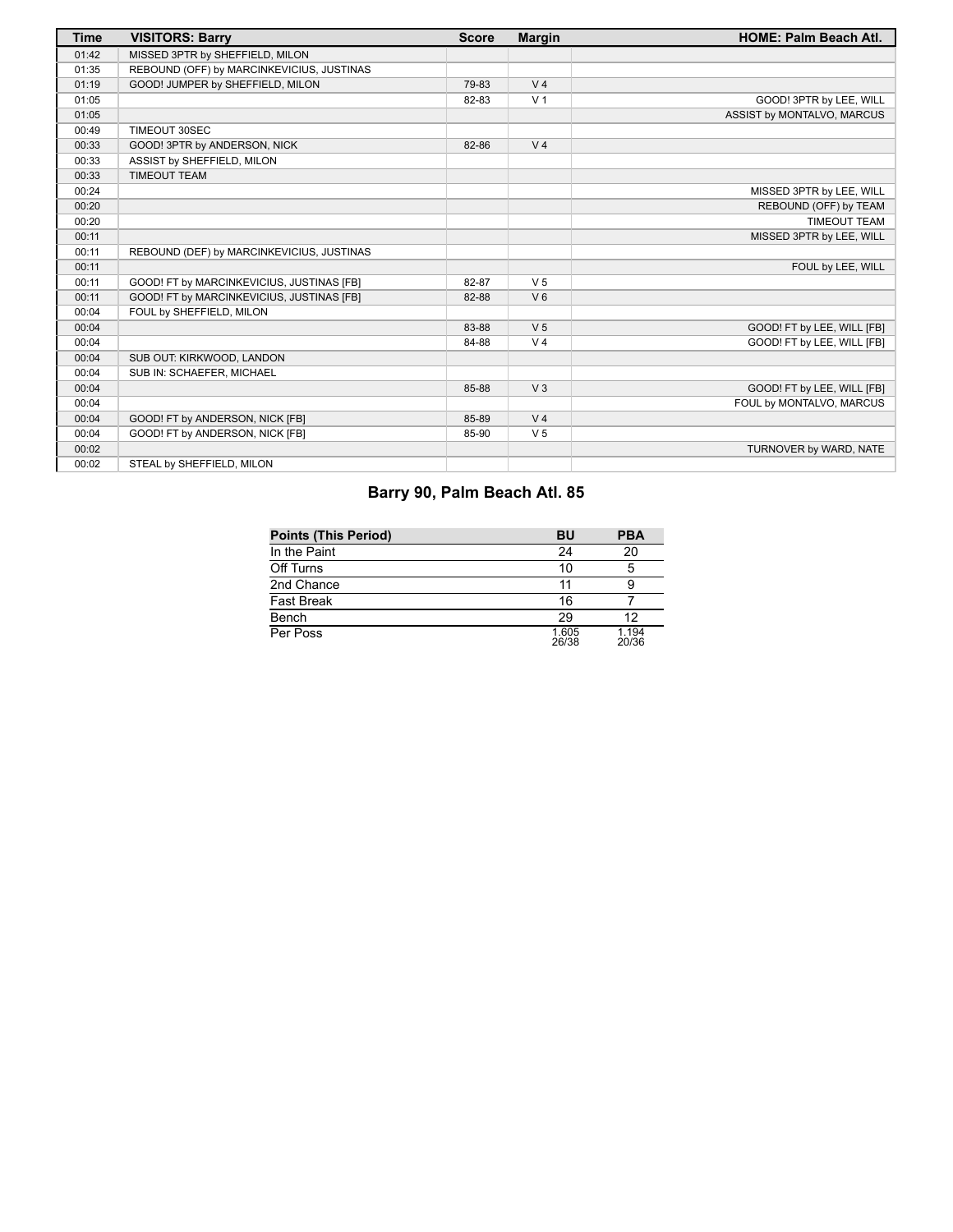| Time | VISITORS: Barry | Score | Margin | HOME: Palm Beach Atl. |
| --- | --- | --- | --- | --- |
| 01:42 | MISSED 3PTR by SHEFFIELD, MILON | | | |
| 01:35 | REBOUND (OFF) by MARCINKEVICIUS, JUSTINAS | | | |
| 01:19 | GOOD! JUMPER by SHEFFIELD, MILON | 79-83 | V 4 | |
| 01:05 | | 82-83 | V 1 | GOOD! 3PTR by LEE, WILL |
| 01:05 | | | | ASSIST by MONTALVO, MARCUS |
| 00:49 | TIMEOUT 30SEC | | | |
| 00:33 | GOOD! 3PTR by ANDERSON, NICK | 82-86 | V 4 | |
| 00:33 | ASSIST by SHEFFIELD, MILON | | | |
| 00:33 | TIMEOUT TEAM | | | |
| 00:24 | | | | MISSED 3PTR by LEE, WILL |
| 00:20 | | | | REBOUND (OFF) by TEAM |
| 00:20 | | | | TIMEOUT TEAM |
| 00:11 | | | | MISSED 3PTR by LEE, WILL |
| 00:11 | REBOUND (DEF) by MARCINKEVICIUS, JUSTINAS | | | |
| 00:11 | | | | FOUL by LEE, WILL |
| 00:11 | GOOD! FT by MARCINKEVICIUS, JUSTINAS [FB] | 82-87 | V 5 | |
| 00:11 | GOOD! FT by MARCINKEVICIUS, JUSTINAS [FB] | 82-88 | V 6 | |
| 00:04 | FOUL by SHEFFIELD, MILON | | | |
| 00:04 | | 83-88 | V 5 | GOOD! FT by LEE, WILL [FB] |
| 00:04 | | 84-88 | V 4 | GOOD! FT by LEE, WILL [FB] |
| 00:04 | SUB OUT: KIRKWOOD, LANDON | | | |
| 00:04 | SUB IN: SCHAEFER, MICHAEL | | | |
| 00:04 | | 85-88 | V 3 | GOOD! FT by LEE, WILL [FB] |
| 00:04 | | | | FOUL by MONTALVO, MARCUS |
| 00:04 | GOOD! FT by ANDERSON, NICK [FB] | 85-89 | V 4 | |
| 00:04 | GOOD! FT by ANDERSON, NICK [FB] | 85-90 | V 5 | |
| 00:02 | | | | TURNOVER by WARD, NATE |
| 00:02 | STEAL by SHEFFIELD, MILON | | | |

## Barry 90, Palm Beach Atl. 85

| Points (This Period) | BU | PBA |
| --- | --- | --- |
| In the Paint | 24 | 20 |
| Off Turns | 10 | 5 |
| 2nd Chance | 11 | 9 |
| Fast Break | 16 | 7 |
| Bench | 29 | 12 |
| Per Poss | 1.605 26/38 | 1.194 20/36 |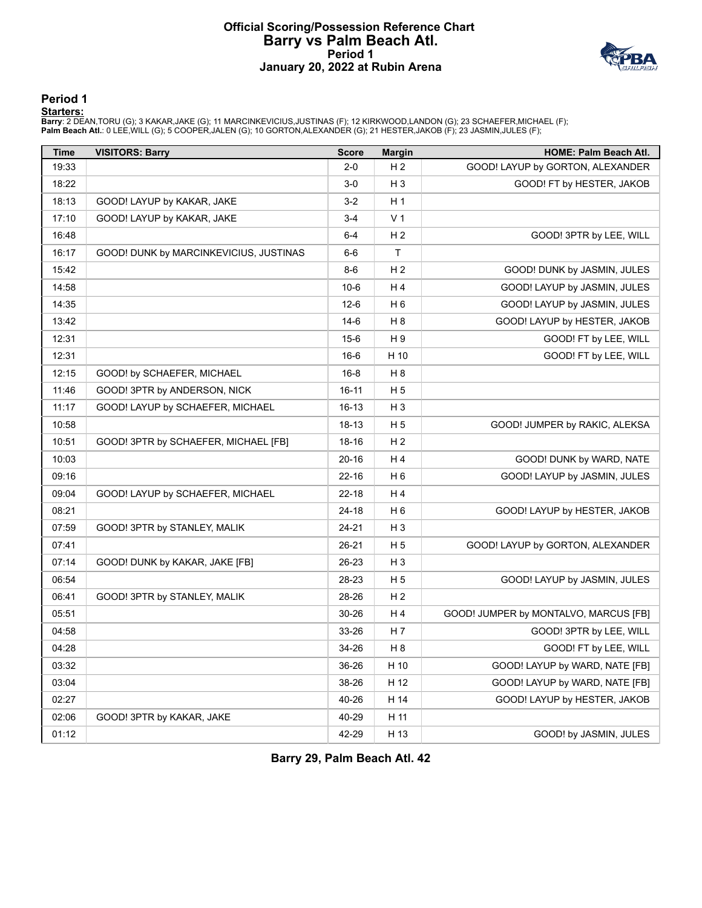# Official Scoring/Possession Reference Chart
## Barry vs Palm Beach Atl.
### Period 1
### January 20, 2022 at Rubin Arena

## Period 1

**Starters:**

**Barry**: 2 DEAN,TORU (G); 3 KAKAR,JAKE (G); 11 MARCINKEVICIUS,JUSTINAS (F); 12 KIRKWOOD,LANDON (G); 23 SCHAEFER,MICHAEL (F);
**Palm Beach Atl.**: 0 LEE,WILL (G); 5 COOPER,JALEN (G); 10 GORTON,ALEXANDER (G); 21 HESTER,JAKOB (F); 23 JASMIN,JULES (F);

| Time | VISITORS: Barry | Score | Margin | HOME: Palm Beach Atl. |
|---|---|---|---|---|
| 19:33 | | 2-0 | H 2 | GOOD! LAYUP by GORTON, ALEXANDER |
| 18:22 | | 3-0 | H 3 | GOOD! FT by HESTER, JAKOB |
| 18:13 | GOOD! LAYUP by KAKAR, JAKE | 3-2 | H 1 | |
| 17:10 | GOOD! LAYUP by KAKAR, JAKE | 3-4 | V 1 | |
| 16:48 | | 6-4 | H 2 | GOOD! 3PTR by LEE, WILL |
| 16:17 | GOOD! DUNK by MARCINKEVICIUS, JUSTINAS | 6-6 | T | |
| 15:42 | | 8-6 | H 2 | GOOD! DUNK by JASMIN, JULES |
| 14:58 | | 10-6 | H 4 | GOOD! LAYUP by JASMIN, JULES |
| 14:35 | | 12-6 | H 6 | GOOD! LAYUP by JASMIN, JULES |
| 13:42 | | 14-6 | H 8 | GOOD! LAYUP by HESTER, JAKOB |
| 12:31 | | 15-6 | H 9 | GOOD! FT by LEE, WILL |
| 12:31 | | 16-6 | H 10 | GOOD! FT by LEE, WILL |
| 12:15 | GOOD! by SCHAEFER, MICHAEL | 16-8 | H 8 | |
| 11:46 | GOOD! 3PTR by ANDERSON, NICK | 16-11 | H 5 | |
| 11:17 | GOOD! LAYUP by SCHAEFER, MICHAEL | 16-13 | H 3 | |
| 10:58 | | 18-13 | H 5 | GOOD! JUMPER by RAKIC, ALEKSA |
| 10:51 | GOOD! 3PTR by SCHAEFER, MICHAEL [FB] | 18-16 | H 2 | |
| 10:03 | | 20-16 | H 4 | GOOD! DUNK by WARD, NATE |
| 09:16 | | 22-16 | H 6 | GOOD! LAYUP by JASMIN, JULES |
| 09:04 | GOOD! LAYUP by SCHAEFER, MICHAEL | 22-18 | H 4 | |
| 08:21 | | 24-18 | H 6 | GOOD! LAYUP by HESTER, JAKOB |
| 07:59 | GOOD! 3PTR by STANLEY, MALIK | 24-21 | H 3 | |
| 07:41 | | 26-21 | H 5 | GOOD! LAYUP by GORTON, ALEXANDER |
| 07:14 | GOOD! DUNK by KAKAR, JAKE [FB] | 26-23 | H 3 | |
| 06:54 | | 28-23 | H 5 | GOOD! LAYUP by JASMIN, JULES |
| 06:41 | GOOD! 3PTR by STANLEY, MALIK | 28-26 | H 2 | |
| 05:51 | | 30-26 | H 4 | GOOD! JUMPER by MONTALVO, MARCUS [FB] |
| 04:58 | | 33-26 | H 7 | GOOD! 3PTR by LEE, WILL |
| 04:28 | | 34-26 | H 8 | GOOD! FT by LEE, WILL |
| 03:32 | | 36-26 | H 10 | GOOD! LAYUP by WARD, NATE [FB] |
| 03:04 | | 38-26 | H 12 | GOOD! LAYUP by WARD, NATE [FB] |
| 02:27 | | 40-26 | H 14 | GOOD! LAYUP by HESTER, JAKOB |
| 02:06 | GOOD! 3PTR by KAKAR, JAKE | 40-29 | H 11 | |
| 01:12 | | 42-29 | H 13 | GOOD! by JASMIN, JULES |

**Barry 29, Palm Beach Atl. 42**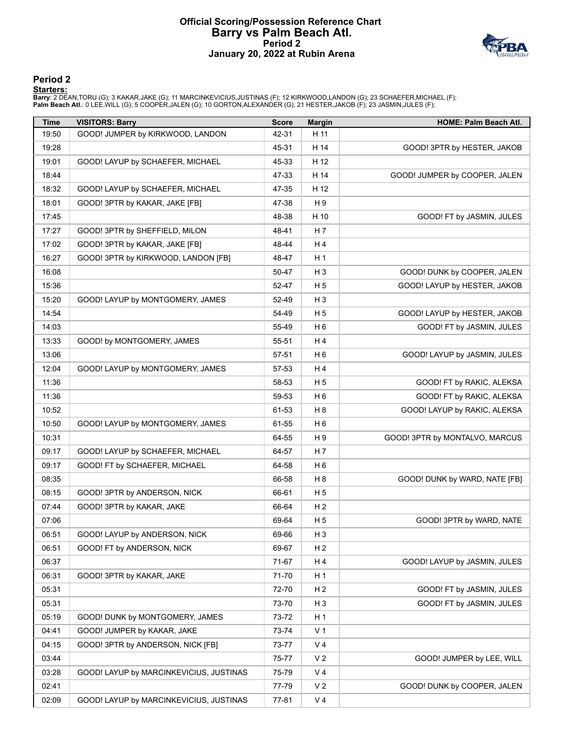# Official Scoring/Possession Reference Chart
# Barry vs Palm Beach Atl.
## Period 2
## January 20, 2022 at Rubin Arena

## Period 2

**Starters:**

**Barry**: 2 DEAN,TORU (G); 3 KAKAR,JAKE (G); 11 MARCINKEVICIUS,JUSTINAS (F); 12 KIRKWOOD,LANDON (G); 23 SCHAEFER,MICHAEL (F);
**Palm Beach Atl.**: 0 LEE,WILL (G); 5 COOPER,JALEN (G); 10 GORTON,ALEXANDER (G); 21 HESTER,JAKOB (F); 23 JASMIN,JULES (F);

| Time | VISITORS: Barry | Score | Margin | HOME: Palm Beach Atl. |
|---|---|---|---|---|
| 19:50 | GOOD! JUMPER by KIRKWOOD, LANDON | 42-31 | H 11 | |
| 19:28 | | 45-31 | H 14 | GOOD! 3PTR by HESTER, JAKOB |
| 19:01 | GOOD! LAYUP by SCHAEFER, MICHAEL | 45-33 | H 12 | |
| 18:44 | | 47-33 | H 14 | GOOD! JUMPER by COOPER, JALEN |
| 18:32 | GOOD! LAYUP by SCHAEFER, MICHAEL | 47-35 | H 12 | |
| 18:01 | GOOD! 3PTR by KAKAR, JAKE [FB] | 47-38 | H 9 | |
| 17:45 | | 48-38 | H 10 | GOOD! FT by JASMIN, JULES |
| 17:27 | GOOD! 3PTR by SHEFFIELD, MILON | 48-41 | H 7 | |
| 17:02 | GOOD! 3PTR by KAKAR, JAKE [FB] | 48-44 | H 4 | |
| 16:27 | GOOD! 3PTR by KIRKWOOD, LANDON [FB] | 48-47 | H 1 | |
| 16:08 | | 50-47 | H 3 | GOOD! DUNK by COOPER, JALEN |
| 15:36 | | 52-47 | H 5 | GOOD! LAYUP by HESTER, JAKOB |
| 15:20 | GOOD! LAYUP by MONTGOMERY, JAMES | 52-49 | H 3 | |
| 14:54 | | 54-49 | H 5 | GOOD! LAYUP by HESTER, JAKOB |
| 14:03 | | 55-49 | H 6 | GOOD! FT by JASMIN, JULES |
| 13:33 | GOOD! by MONTGOMERY, JAMES | 55-51 | H 4 | |
| 13:06 | | 57-51 | H 6 | GOOD! LAYUP by JASMIN, JULES |
| 12:04 | GOOD! LAYUP by MONTGOMERY, JAMES | 57-53 | H 4 | |
| 11:36 | | 58-53 | H 5 | GOOD! FT by RAKIC, ALEKSA |
| 11:36 | | 59-53 | H 6 | GOOD! FT by RAKIC, ALEKSA |
| 10:52 | | 61-53 | H 8 | GOOD! LAYUP by RAKIC, ALEKSA |
| 10:50 | GOOD! LAYUP by MONTGOMERY, JAMES | 61-55 | H 6 | |
| 10:31 | | 64-55 | H 9 | GOOD! 3PTR by MONTALVO, MARCUS |
| 09:17 | GOOD! LAYUP by SCHAEFER, MICHAEL | 64-57 | H 7 | |
| 09:17 | GOOD! FT by SCHAEFER, MICHAEL | 64-58 | H 6 | |
| 08:35 | | 66-58 | H 8 | GOOD! DUNK by WARD, NATE [FB] |
| 08:15 | GOOD! 3PTR by ANDERSON, NICK | 66-61 | H 5 | |
| 07:44 | GOOD! 3PTR by KAKAR, JAKE | 66-64 | H 2 | |
| 07:06 | | 69-64 | H 5 | GOOD! 3PTR by WARD, NATE |
| 06:51 | GOOD! LAYUP by ANDERSON, NICK | 69-66 | H 3 | |
| 06:51 | GOOD! FT by ANDERSON, NICK | 69-67 | H 2 | |
| 06:37 | | 71-67 | H 4 | GOOD! LAYUP by JASMIN, JULES |
| 06:31 | GOOD! 3PTR by KAKAR, JAKE | 71-70 | H 1 | |
| 05:31 | | 72-70 | H 2 | GOOD! FT by JASMIN, JULES |
| 05:31 | | 73-70 | H 3 | GOOD! FT by JASMIN, JULES |
| 05:19 | GOOD! DUNK by MONTGOMERY, JAMES | 73-72 | H 1 | |
| 04:41 | GOOD! JUMPER by KAKAR, JAKE | 73-74 | V 1 | |
| 04:15 | GOOD! 3PTR by ANDERSON, NICK [FB] | 73-77 | V 4 | |
| 03:44 | | 75-77 | V 2 | GOOD! JUMPER by LEE, WILL |
| 03:28 | GOOD! LAYUP by MARCINKEVICIUS, JUSTINAS | 75-79 | V 4 | |
| 02:41 | | 77-79 | V 2 | GOOD! DUNK by COOPER, JALEN |
| 02:09 | GOOD! LAYUP by MARCINKEVICIUS, JUSTINAS | 77-81 | V 4 | |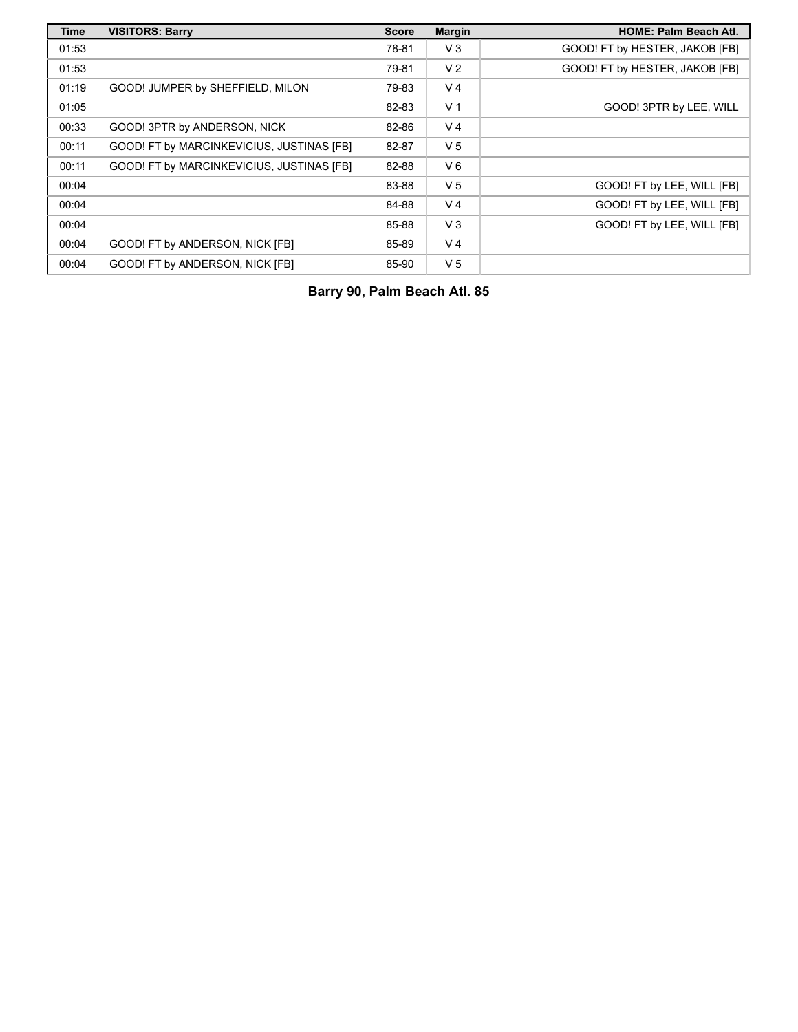| Time | VISITORS: Barry | Score | Margin | HOME: Palm Beach Atl. |
|---|---|---|---|---|
| 01:53 | | 78-81 | V 3 | GOOD! FT by HESTER, JAKOB [FB] |
| 01:53 | | 79-81 | V 2 | GOOD! FT by HESTER, JAKOB [FB] |
| 01:19 | GOOD! JUMPER by SHEFFIELD, MILON | 79-83 | V 4 | |
| 01:05 | | 82-83 | V 1 | GOOD! 3PTR by LEE, WILL |
| 00:33 | GOOD! 3PTR by ANDERSON, NICK | 82-86 | V 4 | |
| 00:11 | GOOD! FT by MARCINKEVICIUS, JUSTINAS [FB] | 82-87 | V 5 | |
| 00:11 | GOOD! FT by MARCINKEVICIUS, JUSTINAS [FB] | 82-88 | V 6 | |
| 00:04 | | 83-88 | V 5 | GOOD! FT by LEE, WILL [FB] |
| 00:04 | | 84-88 | V 4 | GOOD! FT by LEE, WILL [FB] |
| 00:04 | | 85-88 | V 3 | GOOD! FT by LEE, WILL [FB] |
| 00:04 | GOOD! FT by ANDERSON, NICK [FB] | 85-89 | V 4 | |
| 00:04 | GOOD! FT by ANDERSON, NICK [FB] | 85-90 | V 5 | |

**Barry 90, Palm Beach Atl. 85**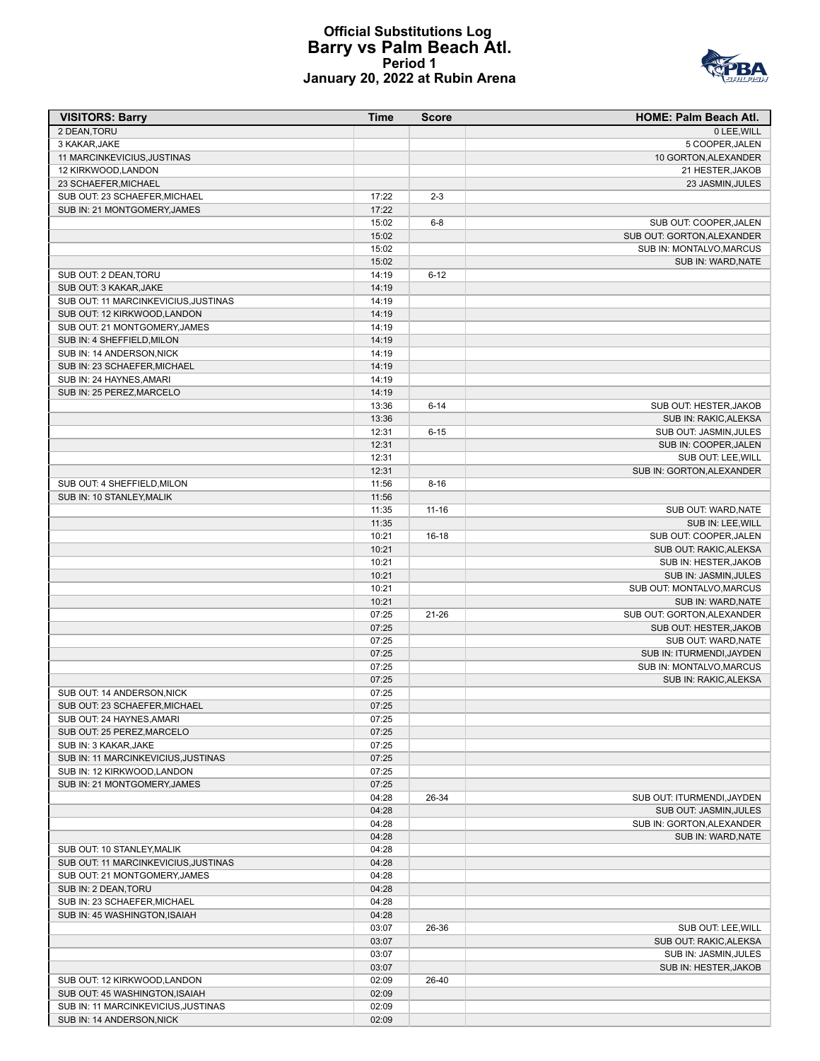# Official Substitutions Log
## Barry vs Palm Beach Atl.
### Period 1
### January 20, 2022 at Rubin Arena

| VISITORS: Barry | Time | Score | HOME: Palm Beach Atl. |
|---|---|---|---|
| 2 DEAN,TORU | | | 0 LEE,WILL |
| 3 KAKAR,JAKE | | | 5 COOPER,JALEN |
| 11 MARCINKEVICIUS,JUSTINAS | | | 10 GORTON,ALEXANDER |
| 12 KIRKWOOD,LANDON | | | 21 HESTER,JAKOB |
| 23 SCHAEFER,MICHAEL | | | 23 JASMIN,JULES |
| SUB OUT: 23 SCHAEFER,MICHAEL | 17:22 | 2-3 | |
| SUB IN: 21 MONTGOMERY,JAMES | 17:22 | | |
| | 15:02 | 6-8 | SUB OUT: COOPER,JALEN |
| | 15:02 | | SUB OUT: GORTON,ALEXANDER |
| | 15:02 | | SUB IN: MONTALVO,MARCUS |
| | 15:02 | | SUB IN: WARD,NATE |
| SUB OUT: 2 DEAN,TORU | 14:19 | 6-12 | |
| SUB OUT: 3 KAKAR,JAKE | 14:19 | | |
| SUB OUT: 11 MARCINKEVICIUS,JUSTINAS | 14:19 | | |
| SUB OUT: 12 KIRKWOOD,LANDON | 14:19 | | |
| SUB OUT: 21 MONTGOMERY,JAMES | 14:19 | | |
| SUB IN: 4 SHEFFIELD,MILON | 14:19 | | |
| SUB IN: 14 ANDERSON,NICK | 14:19 | | |
| SUB IN: 23 SCHAEFER,MICHAEL | 14:19 | | |
| SUB IN: 24 HAYNES,AMARI | 14:19 | | |
| SUB IN: 25 PEREZ,MARCELO | 14:19 | | |
| | 13:36 | 6-14 | SUB OUT: HESTER,JAKOB |
| | 13:36 | | SUB IN: RAKIC,ALEKSA |
| | 12:31 | 6-15 | SUB OUT: JASMIN,JULES |
| | 12:31 | | SUB IN: COOPER,JALEN |
| | 12:31 | | SUB OUT: LEE,WILL |
| | 12:31 | | SUB IN: GORTON,ALEXANDER |
| SUB OUT: 4 SHEFFIELD,MILON | 11:56 | 8-16 | |
| SUB IN: 10 STANLEY,MALIK | 11:56 | | |
| | 11:35 | 11-16 | SUB OUT: WARD,NATE |
| | 11:35 | | SUB IN: LEE,WILL |
| | 10:21 | 16-18 | SUB OUT: COOPER,JALEN |
| | 10:21 | | SUB OUT: RAKIC,ALEKSA |
| | 10:21 | | SUB IN: HESTER,JAKOB |
| | 10:21 | | SUB IN: JASMIN,JULES |
| | 10:21 | | SUB OUT: MONTALVO,MARCUS |
| | 10:21 | | SUB IN: WARD,NATE |
| | 07:25 | 21-26 | SUB OUT: GORTON,ALEXANDER |
| | 07:25 | | SUB OUT: HESTER,JAKOB |
| | 07:25 | | SUB OUT: WARD,NATE |
| | 07:25 | | SUB IN: ITURMENDI,JAYDEN |
| | 07:25 | | SUB IN: MONTALVO,MARCUS |
| | 07:25 | | SUB IN: RAKIC,ALEKSA |
| SUB OUT: 14 ANDERSON,NICK | 07:25 | | |
| SUB OUT: 23 SCHAEFER,MICHAEL | 07:25 | | |
| SUB OUT: 24 HAYNES,AMARI | 07:25 | | |
| SUB OUT: 25 PEREZ,MARCELO | 07:25 | | |
| SUB IN: 3 KAKAR,JAKE | 07:25 | | |
| SUB IN: 11 MARCINKEVICIUS,JUSTINAS | 07:25 | | |
| SUB IN: 12 KIRKWOOD,LANDON | 07:25 | | |
| SUB IN: 21 MONTGOMERY,JAMES | 07:25 | | |
| | 04:28 | 26-34 | SUB OUT: ITURMENDI,JAYDEN |
| | 04:28 | | SUB OUT: JASMIN,JULES |
| | 04:28 | | SUB IN: GORTON,ALEXANDER |
| | 04:28 | | SUB IN: WARD,NATE |
| SUB OUT: 10 STANLEY,MALIK | 04:28 | | |
| SUB OUT: 11 MARCINKEVICIUS,JUSTINAS | 04:28 | | |
| SUB OUT: 21 MONTGOMERY,JAMES | 04:28 | | |
| SUB IN: 2 DEAN,TORU | 04:28 | | |
| SUB IN: 23 SCHAEFER,MICHAEL | 04:28 | | |
| SUB IN: 45 WASHINGTON,ISAIAH | 04:28 | | |
| | 03:07 | 26-36 | SUB OUT: LEE,WILL |
| | 03:07 | | SUB OUT: RAKIC,ALEKSA |
| | 03:07 | | SUB IN: JASMIN,JULES |
| | 03:07 | | SUB IN: HESTER,JAKOB |
| SUB OUT: 12 KIRKWOOD,LANDON | 02:09 | 26-40 | |
| SUB OUT: 45 WASHINGTON,ISAIAH | 02:09 | | |
| SUB IN: 11 MARCINKEVICIUS,JUSTINAS | 02:09 | | |
| SUB IN: 14 ANDERSON,NICK | 02:09 | | |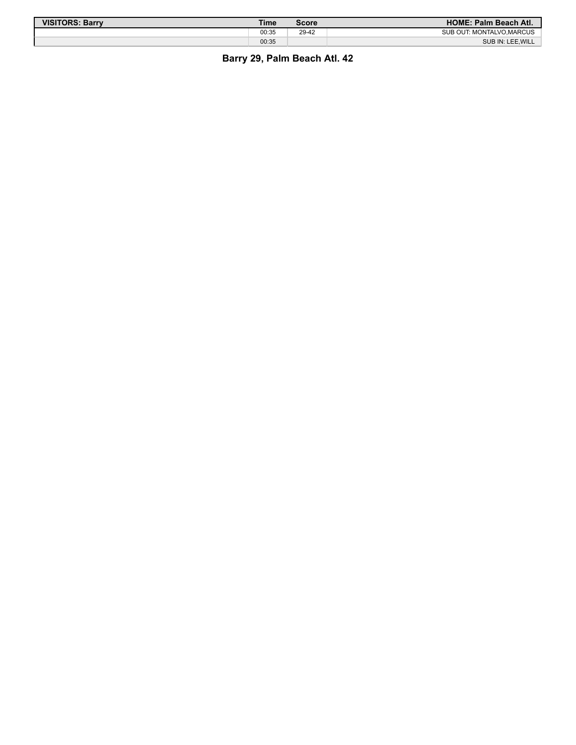| VISITORS: Barry | Time | Score | HOME: Palm Beach Atl. |
| --- | --- | --- | --- |
| | 00:35 | 29-42 | SUB OUT: MONTALVO,MARCUS |
| | 00:35 | | SUB IN: LEE,WILL |

**Barry 29, Palm Beach Atl. 42**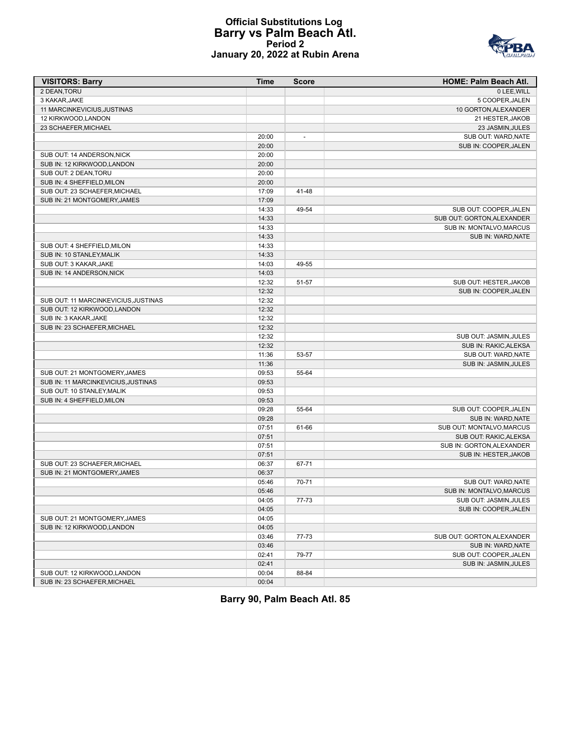# Official Substitutions Log
## Barry vs Palm Beach Atl.
### Period 2
### January 20, 2022 at Rubin Arena

| VISITORS: Barry | Time | Score | HOME: Palm Beach Atl. |
|---|---|---|---|
| 2 DEAN,TORU | | | 0 LEE,WILL |
| 3 KAKAR,JAKE | | | 5 COOPER,JALEN |
| 11 MARCINKEVICIUS,JUSTINAS | | | 10 GORTON,ALEXANDER |
| 12 KIRKWOOD,LANDON | | | 21 HESTER,JAKOB |
| 23 SCHAEFER,MICHAEL | | | 23 JASMIN,JULES |
| | 20:00 | - | SUB OUT: WARD,NATE |
| | 20:00 | | SUB IN: COOPER,JALEN |
| SUB OUT: 14 ANDERSON,NICK | 20:00 | | |
| SUB IN: 12 KIRKWOOD,LANDON | 20:00 | | |
| SUB OUT: 2 DEAN,TORU | 20:00 | | |
| SUB IN: 4 SHEFFIELD,MILON | 20:00 | | |
| SUB OUT: 23 SCHAEFER,MICHAEL | 17:09 | 41-48 | |
| SUB IN: 21 MONTGOMERY,JAMES | 17:09 | | |
| | 14:33 | 49-54 | SUB OUT: COOPER,JALEN |
| | 14:33 | | SUB OUT: GORTON,ALEXANDER |
| | 14:33 | | SUB IN: MONTALVO,MARCUS |
| | 14:33 | | SUB IN: WARD,NATE |
| SUB OUT: 4 SHEFFIELD,MILON | 14:33 | | |
| SUB IN: 10 STANLEY,MALIK | 14:33 | | |
| SUB OUT: 3 KAKAR,JAKE | 14:03 | 49-55 | |
| SUB IN: 14 ANDERSON,NICK | 14:03 | | |
| | 12:32 | 51-57 | SUB OUT: HESTER,JAKOB |
| | 12:32 | | SUB IN: COOPER,JALEN |
| SUB OUT: 11 MARCINKEVICIUS,JUSTINAS | 12:32 | | |
| SUB OUT: 12 KIRKWOOD,LANDON | 12:32 | | |
| SUB IN: 3 KAKAR,JAKE | 12:32 | | |
| SUB IN: 23 SCHAEFER,MICHAEL | 12:32 | | |
| | 12:32 | | SUB OUT: JASMIN,JULES |
| | 12:32 | | SUB IN: RAKIC,ALEKSA |
| | 11:36 | 53-57 | SUB OUT: WARD,NATE |
| | 11:36 | | SUB IN: JASMIN,JULES |
| SUB OUT: 21 MONTGOMERY,JAMES | 09:53 | 55-64 | |
| SUB IN: 11 MARCINKEVICIUS,JUSTINAS | 09:53 | | |
| SUB OUT: 10 STANLEY,MALIK | 09:53 | | |
| SUB IN: 4 SHEFFIELD,MILON | 09:53 | | |
| | 09:28 | 55-64 | SUB OUT: COOPER,JALEN |
| | 09:28 | | SUB IN: WARD,NATE |
| | 07:51 | 61-66 | SUB OUT: MONTALVO,MARCUS |
| | 07:51 | | SUB OUT: RAKIC,ALEKSA |
| | 07:51 | | SUB IN: GORTON,ALEXANDER |
| | 07:51 | | SUB IN: HESTER,JAKOB |
| SUB OUT: 23 SCHAEFER,MICHAEL | 06:37 | 67-71 | |
| SUB IN: 21 MONTGOMERY,JAMES | 06:37 | | |
| | 05:46 | 70-71 | SUB OUT: WARD,NATE |
| | 05:46 | | SUB IN: MONTALVO,MARCUS |
| | 04:05 | 77-73 | SUB OUT: JASMIN,JULES |
| | 04:05 | | SUB IN: COOPER,JALEN |
| SUB OUT: 21 MONTGOMERY,JAMES | 04:05 | | |
| SUB IN: 12 KIRKWOOD,LANDON | 04:05 | | |
| | 03:46 | 77-73 | SUB OUT: GORTON,ALEXANDER |
| | 03:46 | | SUB IN: WARD,NATE |
| | 02:41 | 79-77 | SUB OUT: COOPER,JALEN |
| | 02:41 | | SUB IN: JASMIN,JULES |
| SUB OUT: 12 KIRKWOOD,LANDON | 00:04 | 88-84 | |
| SUB IN: 23 SCHAEFER,MICHAEL | 00:04 | | |

**Barry 90, Palm Beach Atl. 85**